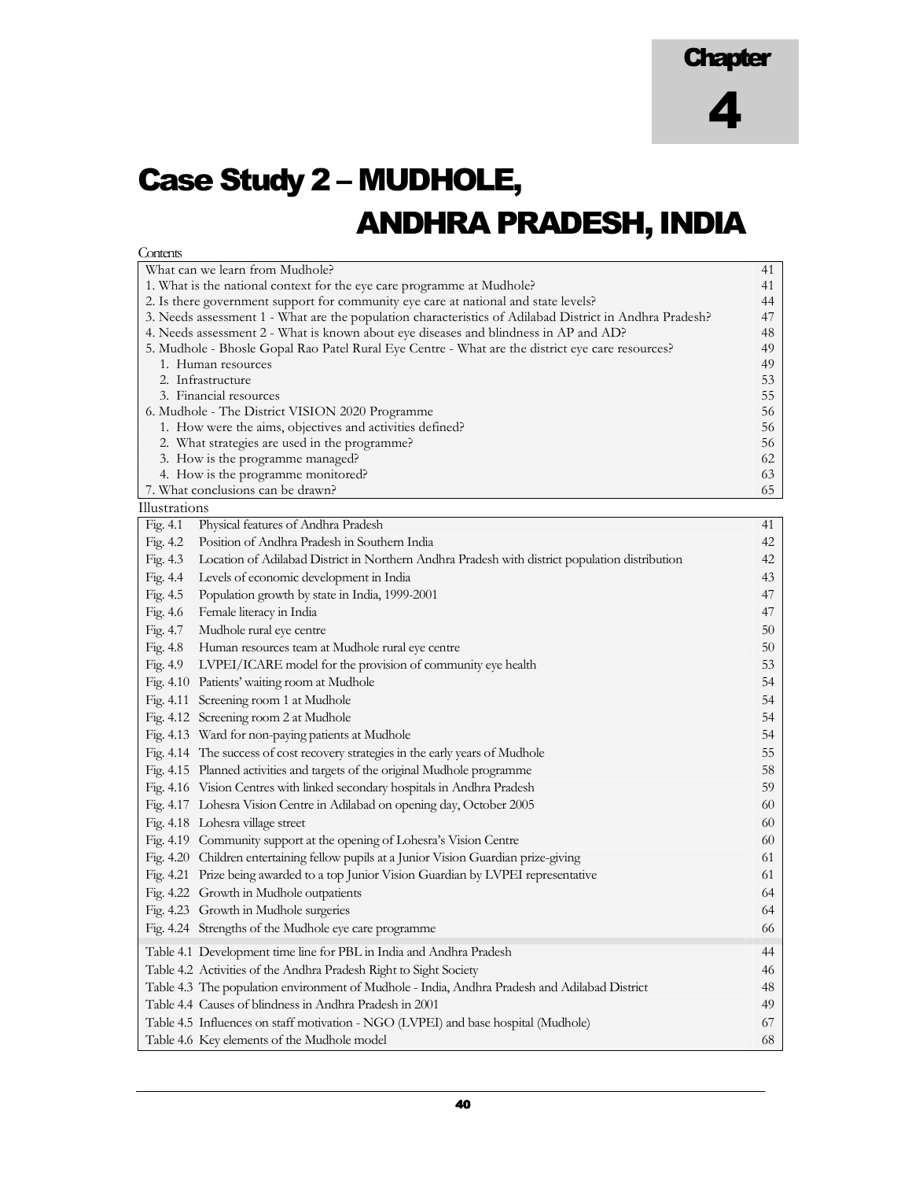# Chapter 4

# Case Study 2 – MUDHOLE, ANDHRA PRADESH, INDIA

Contents

| | |
|---|---|
| What can we learn from Mudhole? | 41 |
| 1. What is the national context for the eye care programme at Mudhole? | 41 |
| 2. Is there government support for community eye care at national and state levels? | 44 |
| 3. Needs assessment 1 - What are the population characteristics of Adilabad District in Andhra Pradesh? | 47 |
| 4. Needs assessment 2 - What is known about eye diseases and blindness in AP and AD? | 48 |
| 5. Mudhole - Bhosle Gopal Rao Patel Rural Eye Centre - What are the district eye care resources? | 49 |
| 1. Human resources | 49 |
| 2. Infrastructure | 53 |
| 3. Financial resources | 55 |
| 6. Mudhole - The District VISION 2020 Programme | 56 |
| 1. How were the aims, objectives and activities defined? | 56 |
| 2. What strategies are used in the programme? | 56 |
| 3. How is the programme managed? | 62 |
| 4. How is the programme monitored? | 63 |
| 7. What conclusions can be drawn? | 65 |

Illustrations

| | | |
|---|---|---|
| Fig. 4.1 | Physical features of Andhra Pradesh | 41 |
| Fig. 4.2 | Position of Andhra Pradesh in Southern India | 42 |
| Fig. 4.3 | Location of Adilabad District in Northern Andhra Pradesh with district population distribution | 42 |
| Fig. 4.4 | Levels of economic development in India | 43 |
| Fig. 4.5 | Population growth by state in India, 1999-2001 | 47 |
| Fig. 4.6 | Female literacy in India | 47 |
| Fig. 4.7 | Mudhole rural eye centre | 50 |
| Fig. 4.8 | Human resources team at Mudhole rural eye centre | 50 |
| Fig. 4.9 | LVPEI/ICARE model for the provision of community eye health | 53 |
| Fig. 4.10 | Patients' waiting room at Mudhole | 54 |
| Fig. 4.11 | Screening room 1 at Mudhole | 54 |
| Fig. 4.12 | Screening room 2 at Mudhole | 54 |
| Fig. 4.13 | Ward for non-paying patients at Mudhole | 54 |
| Fig. 4.14 | The success of cost recovery strategies in the early years of Mudhole | 55 |
| Fig. 4.15 | Planned activities and targets of the original Mudhole programme | 58 |
| Fig. 4.16 | Vision Centres with linked secondary hospitals in Andhra Pradesh | 59 |
| Fig. 4.17 | Lohesra Vision Centre in Adilabad on opening day, October 2005 | 60 |
| Fig. 4.18 | Lohesra village street | 60 |
| Fig. 4.19 | Community support at the opening of Lohesra's Vision Centre | 60 |
| Fig. 4.20 | Children entertaining fellow pupils at a Junior Vision Guardian prize-giving | 61 |
| Fig. 4.21 | Prize being awarded to a top Junior Vision Guardian by LVPEI representative | 61 |
| Fig. 4.22 | Growth in Mudhole outpatients | 64 |
| Fig. 4.23 | Growth in Mudhole surgeries | 64 |
| Fig. 4.24 | Strengths of the Mudhole eye care programme | 66 |
| Table 4.1 | Development time line for PBL in India and Andhra Pradesh | 44 |
| Table 4.2 | Activities of the Andhra Pradesh Right to Sight Society | 46 |
| Table 4.3 | The population environment of Mudhole - India, Andhra Pradesh and Adilabad District | 48 |
| Table 4.4 | Causes of blindness in Andhra Pradesh in 2001 | 49 |
| Table 4.5 | Influences on staff motivation - NGO (LVPEI) and base hospital (Mudhole) | 67 |
| Table 4.6 | Key elements of the Mudhole model | 68 |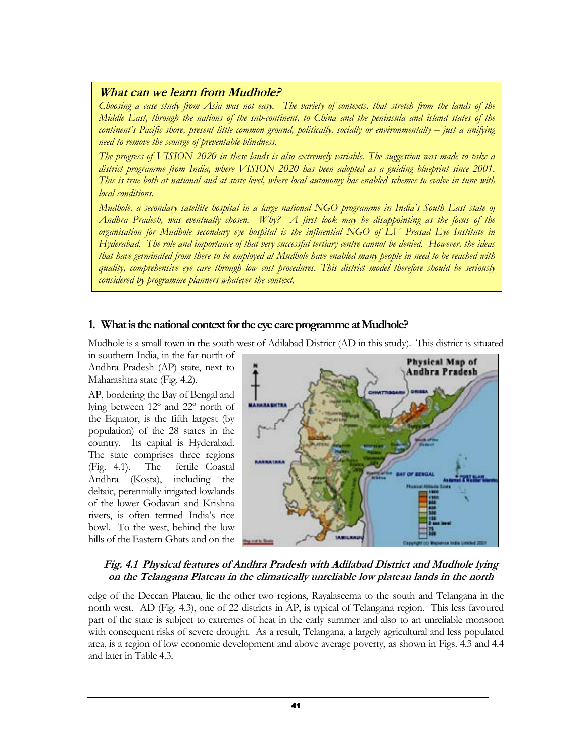**What can we learn from Mudhole?**

*Choosing a case study from Asia was not easy. The variety of contexts, that stretch from the lands of the Middle East, through the nations of the sub-continent, to China and the peninsula and island states of the continent's Pacific shore, present little common ground, politically, socially or environmentally – just a unifying need to remove the scourge of preventable blindness.*

*The progress of VISION 2020 in these lands is also extremely variable. The suggestion was made to take a district programme from India, where VISION 2020 has been adopted as a guiding blueprint since 2001. This is true both at national and at state level, where local autonomy has enabled schemes to evolve in tune with local conditions.*

*Mudhole, a secondary satellite hospital in a large national NGO programme in India's South East state of Andhra Pradesh, was eventually chosen. Why? A first look may be disappointing as the focus of the organisation for Mudhole secondary eye hospital is the influential NGO of LV Prasad Eye Institute in Hyderabad. The role and importance of that very successful tertiary centre cannot be denied. However, the ideas that have germinated from there to be employed at Mudhole have enabled many people in need to be reached with quality, comprehensive eye care through low cost procedures. This district model therefore should be seriously considered by programme planners whatever the context.*

## 1. What is the national context for the eye care programme at Mudhole?

Mudhole is a small town in the south west of Adilabad District (AD in this study). This district is situated in southern India, in the far north of Andhra Pradesh (AP) state, next to Maharashtra state (Fig. 4.2).

AP, bordering the Bay of Bengal and lying between 12º and 22º north of the Equator, is the fifth largest (by population) of the 28 states in the country. Its capital is Hyderabad. The state comprises three regions (Fig. 4.1). The fertile Coastal Andhra (Kosta), including the deltaic, perennially irrigated lowlands of the lower Godavari and Krishna rivers, is often termed India's rice bowl. To the west, behind the low hills of the Eastern Ghats and on the edge of the Deccan Plateau, lie the other two regions, Rayalaseema to the south and Telangana in the north west. AD (Fig. 4.3), one of 22 districts in AP, is typical of Telangana region. This less favoured part of the state is subject to extremes of heat in the early summer and also to an unreliable monsoon with consequent risks of severe drought. As a result, Telangana, a largely agricultural and less populated area, is a region of low economic development and above average poverty, as shown in Figs. 4.3 and 4.4 and later in Table 4.3.

**Fig. 4.1 Physical features of Andhra Pradesh with Adilabad District and Mudhole lying on the Telangana Plateau in the climatically unreliable low plateau lands in the north**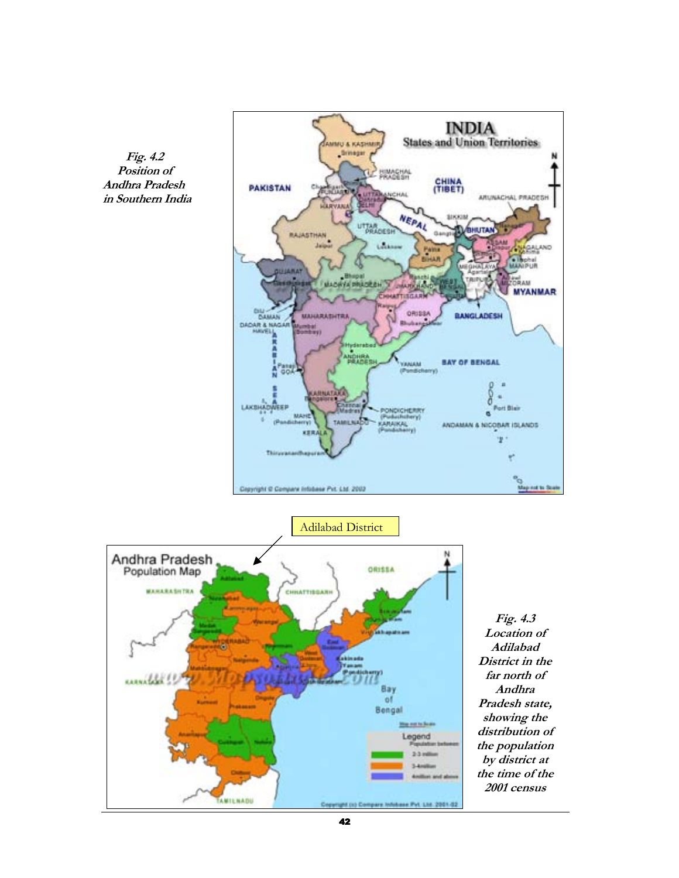*Fig. 4.2*
*Position of Andhra Pradesh in Southern India*

Adilabad District

*Fig. 4.3*
*Location of Adilabad District in the far north of Andhra Pradesh state, showing the distribution of the population by district at the time of the 2001 census*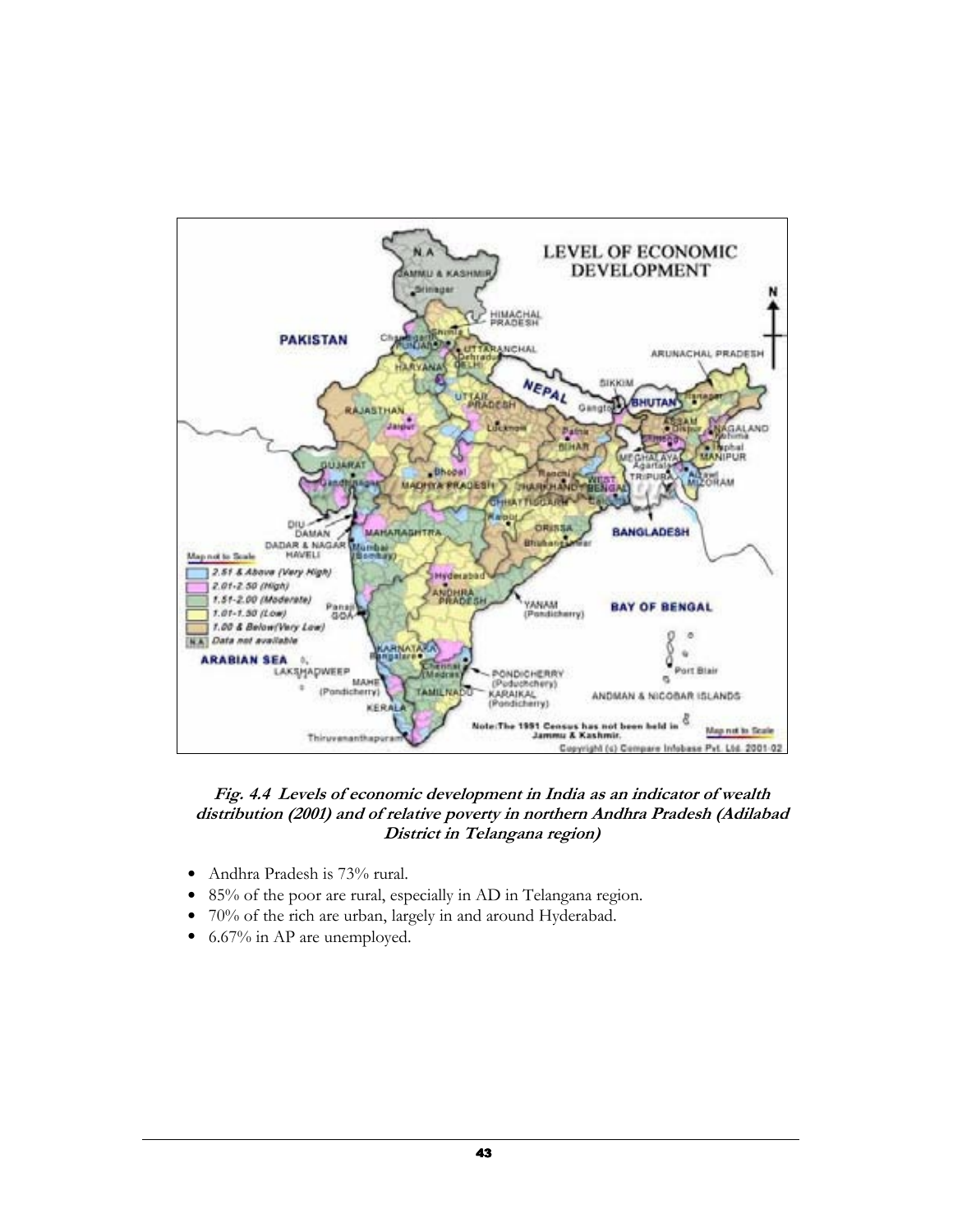***Fig. 4.4 Levels of economic development in India as an indicator of wealth distribution (2001) and of relative poverty in northern Andhra Pradesh (Adilabad District in Telangana region)***

- Andhra Pradesh is 73% rural.
- 85% of the poor are rural, especially in AD in Telangana region.
- 70% of the rich are urban, largely in and around Hyderabad.
- 6.67% in AP are unemployed.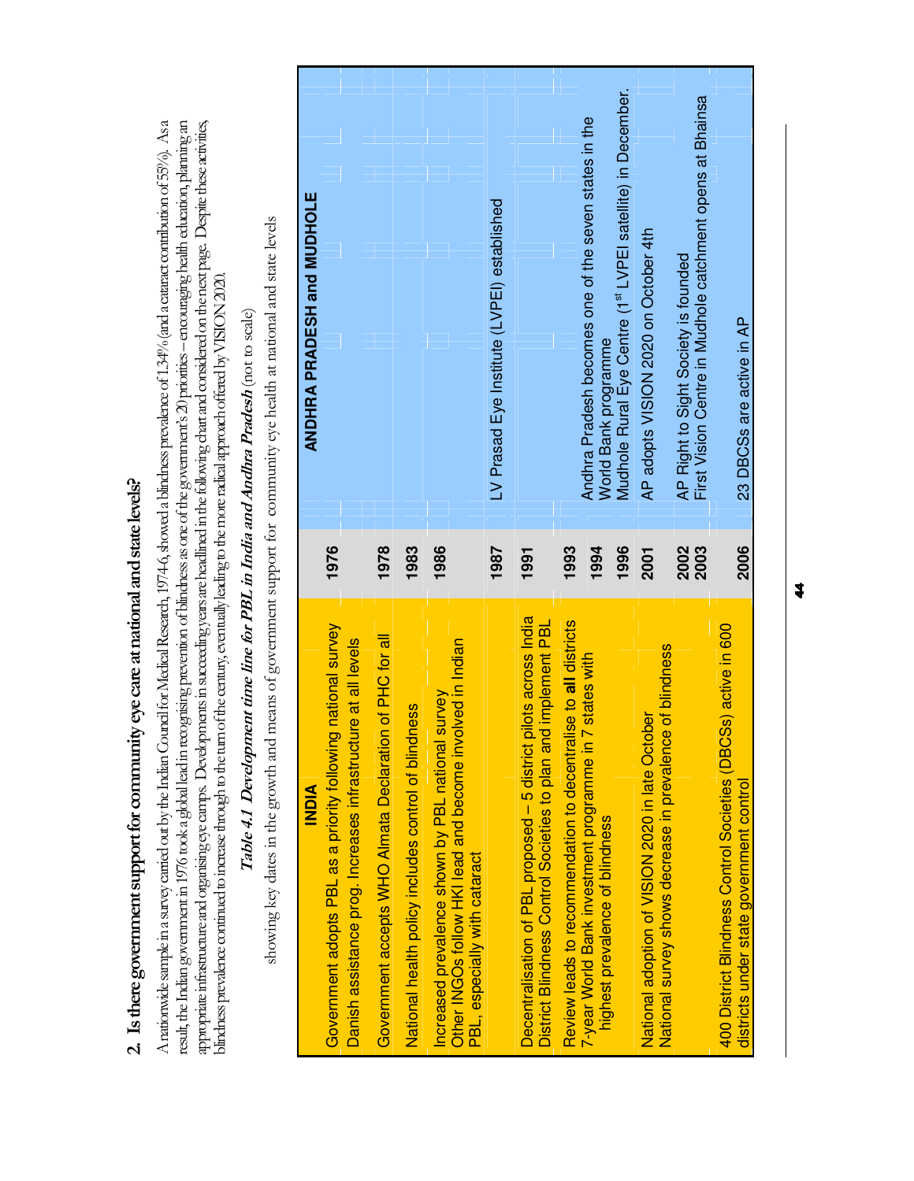## 2. Is there government support for community eye care at national and state levels?

A nationwide sample in a survey carried out by the Indian Council for Medical Research, 1974-6, showed a blindness prevalence of 1.34% (and a cataract contribution of 55%). As a result, the Indian government in 1976 took a global lead in recognising prevention of blindness as one of the government's 20 priorities – encouraging health education, planning an appropriate infrastructure and organising eye camps. Developments in succeeding years are headlined in the following chart and considered on the next page. Despite these activities, blindness prevalence continued to increase through to the turn of the century, eventually leading to the more radical approach offered by VISION 2020.

*Table 4.1 Development time line for PBL in India and Andhra Pradesh* (not to scale)

showing key dates in the growth and means of government support for community eye health at national and state levels

| INDIA | | ANDHRA PRADESH and MUDHOLE |
|---|---|---|
| Government adopts PBL as a priority following national survey<br>Danish assistance prog. Increases infrastructure at all levels | 1976 | |
| Government accepts WHO Almata Declaration of PHC for all | 1978 | |
| National health policy includes control of blindness | 1983 | |
| Increased prevalence shown by PBL national survey<br>Other INGOs follow HKI lead and become involved in Indian PBL, especially with cataract | 1986 | |
| | 1987 | LV Prasad Eye Institute (LVPEI) established |
| Decentralisation of PBL proposed – 5 district pilots across India<br>District Blindness Control Societies to plan and implement PBL | 1991 | |
| Review leads to recommendation to decentralise to **all** districts<br>7-year World Bank investment programme in 7 states with highest prevalence of blindness | 1993<br>1994 | Andhra Pradesh becomes one of the seven states in the World Bank programme |
| | 1996 | Mudhole Rural Eye Centre (1st LVPEI satellite) in December. |
| National adoption of VISION 2020 in late October<br>National survey shows decrease in prevalence of blindness | 2001 | AP adopts VISION 2020 on October 4th |
| | 2002<br>2003 | AP Right to Sight Society is founded<br>First Vision Centre in Mudhole catchment opens at Bhainsa |
| 400 District Blindness Control Societies (DBCSs) active in 600 districts under state government control | 2006 | 23 DBCSs are active in AP |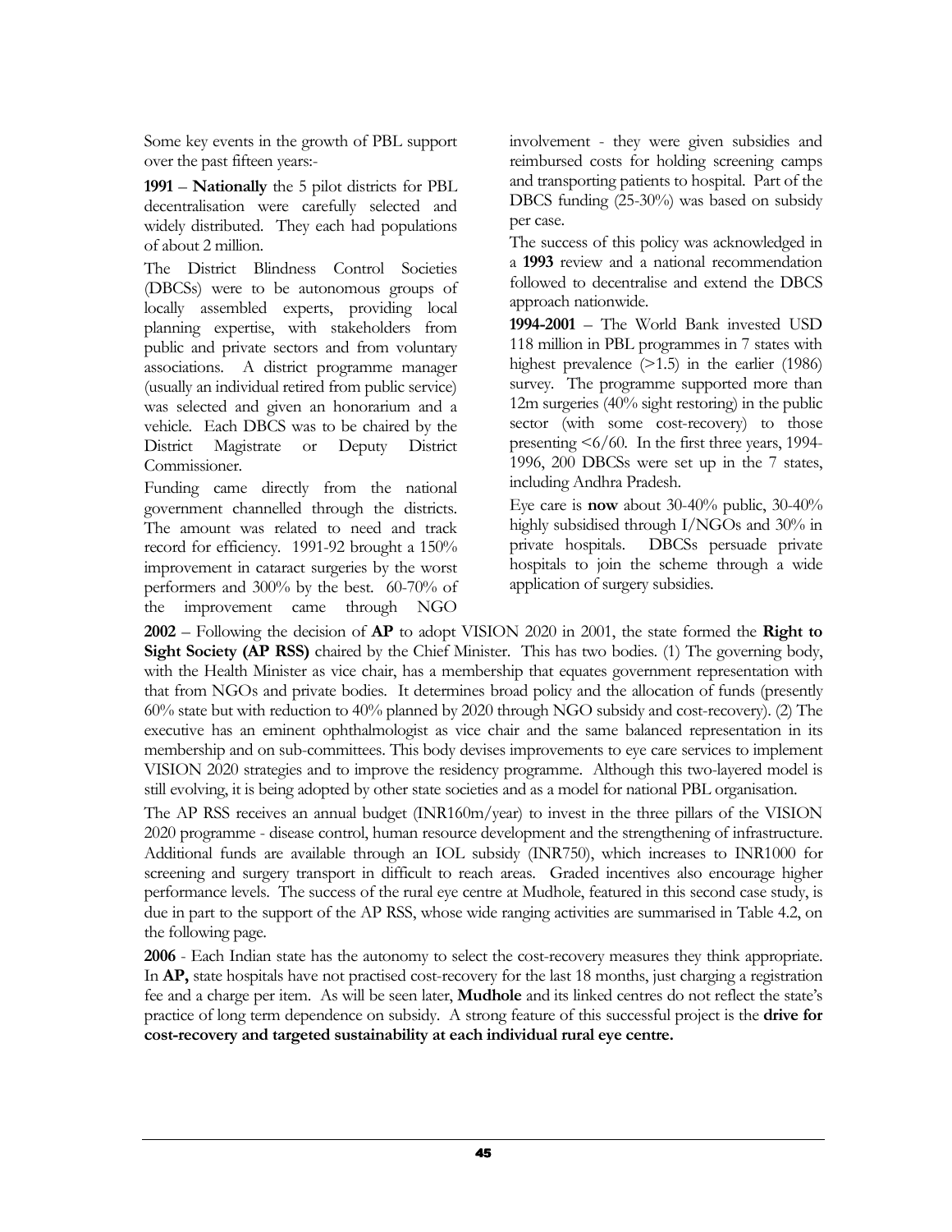Some key events in the growth of PBL support over the past fifteen years:-

**1991** – **Nationally** the 5 pilot districts for PBL decentralisation were carefully selected and widely distributed. They each had populations of about 2 million.

The District Blindness Control Societies (DBCSs) were to be autonomous groups of locally assembled experts, providing local planning expertise, with stakeholders from public and private sectors and from voluntary associations. A district programme manager (usually an individual retired from public service) was selected and given an honorarium and a vehicle. Each DBCS was to be chaired by the District Magistrate or Deputy District Commissioner.

Funding came directly from the national government channelled through the districts. The amount was related to need and track record for efficiency. 1991-92 brought a 150% improvement in cataract surgeries by the worst performers and 300% by the best. 60-70% of the improvement came through NGO involvement - they were given subsidies and reimbursed costs for holding screening camps and transporting patients to hospital. Part of the DBCS funding (25-30%) was based on subsidy per case.

The success of this policy was acknowledged in a **1993** review and a national recommendation followed to decentralise and extend the DBCS approach nationwide.

**1994-2001** – The World Bank invested USD 118 million in PBL programmes in 7 states with highest prevalence (>1.5) in the earlier (1986) survey. The programme supported more than 12m surgeries (40% sight restoring) in the public sector (with some cost-recovery) to those presenting <6/60. In the first three years, 1994-1996, 200 DBCSs were set up in the 7 states, including Andhra Pradesh.

Eye care is **now** about 30-40% public, 30-40% highly subsidised through I/NGOs and 30% in private hospitals. DBCSs persuade private hospitals to join the scheme through a wide application of surgery subsidies.

**2002** – Following the decision of **AP** to adopt VISION 2020 in 2001, the state formed the **Right to Sight Society (AP RSS)** chaired by the Chief Minister. This has two bodies. (1) The governing body, with the Health Minister as vice chair, has a membership that equates government representation with that from NGOs and private bodies. It determines broad policy and the allocation of funds (presently 60% state but with reduction to 40% planned by 2020 through NGO subsidy and cost-recovery). (2) The executive has an eminent ophthalmologist as vice chair and the same balanced representation in its membership and on sub-committees. This body devises improvements to eye care services to implement VISION 2020 strategies and to improve the residency programme. Although this two-layered model is still evolving, it is being adopted by other state societies and as a model for national PBL organisation.

The AP RSS receives an annual budget (INR160m/year) to invest in the three pillars of the VISION 2020 programme - disease control, human resource development and the strengthening of infrastructure. Additional funds are available through an IOL subsidy (INR750), which increases to INR1000 for screening and surgery transport in difficult to reach areas. Graded incentives also encourage higher performance levels. The success of the rural eye centre at Mudhole, featured in this second case study, is due in part to the support of the AP RSS, whose wide ranging activities are summarised in Table 4.2, on the following page.

**2006** - Each Indian state has the autonomy to select the cost-recovery measures they think appropriate. In **AP,** state hospitals have not practised cost-recovery for the last 18 months, just charging a registration fee and a charge per item. As will be seen later, **Mudhole** and its linked centres do not reflect the state's practice of long term dependence on subsidy. A strong feature of this successful project is the **drive for cost-recovery and targeted sustainability at each individual rural eye centre.**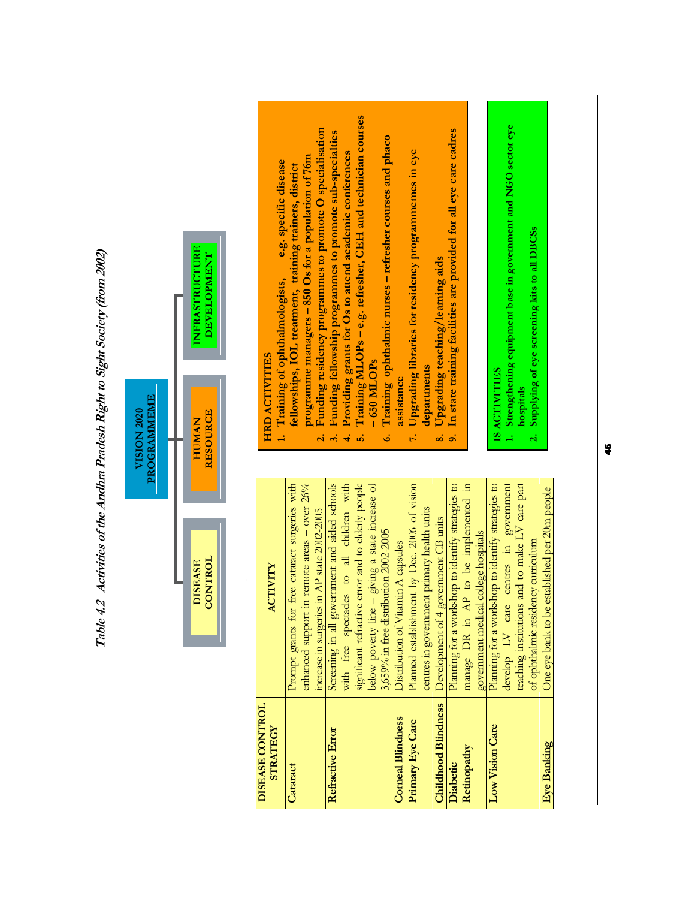*Table 4.2 Activities of the Andhra Pradesh Right to Sight Society (from 2002)*

**VISION 2020 PROGRAMMEME**

- **DISEASE CONTROL**
- **HUMAN RESOURCE**
- **INFRASTRUCTURE DEVELOPMENT**

| DISEASE CONTROL STRATEGY | ACTIVITY |
|---|---|
| **Cataract** | Prompt grants for free cataract surgeries with enhanced support in remote areas – over 26% increase in surgeries in AP state 2002-2005 |
| **Refractive Error** | Screening in all government and aided schools with free spectacles to all children with significant refractive error and to elderly people below poverty line – giving a state increase of 3,659% in free distribution 2002-2005 |
| **Corneal Blindness** | Distribution of Vitamin A capsules |
| **Primary Eye Care** | Planned establishment by Dec. 2006 of vision centres in government primary health units |
| **Childhood Blindness** | Development of 4 government CB units |
| **Diabetic Retinopathy** | Planning for a workshop to identify strategies to manage DR in AP to be implemented in government medical college hospitals |
| **Low Vision Care** | Planning for a workshop to identify strategies to develop LV care centres in government teaching institutions and to make LV care part of ophthalmic residency curriculum |
| **Eye Banking** | One eye bank to be established per 20m people |

**HRD ACTIVITIES**

1. **Training of ophthalmologists, e.g. specific disease fellowships, IOL treatment, training trainers, district programme managers – 850 Os for a population of 76m**
2. **Funding residency programmes to promote O specialisation**
3. **Funding fellowship programmes to promote sub-specialties**
4. **Providing grants for Os to attend academic conferences**
5. **Training MLOPs – e.g. refresher, CEH and technician courses – 650 MLOPs**
6. **Training ophthalmic nurses – refresher courses and phaco assistance**
7. **Upgrading libraries for residency programmemes in eye departments**
8. **Upgrading teaching/learning aids**
9. **In state training facilities are provided for all eye care cadres**

**IS ACTIVITIES**

1. **Strengthening equipment base in government and NGO sector eye hospitals**
2. **Supplying of eye screening kits to all DBCSs**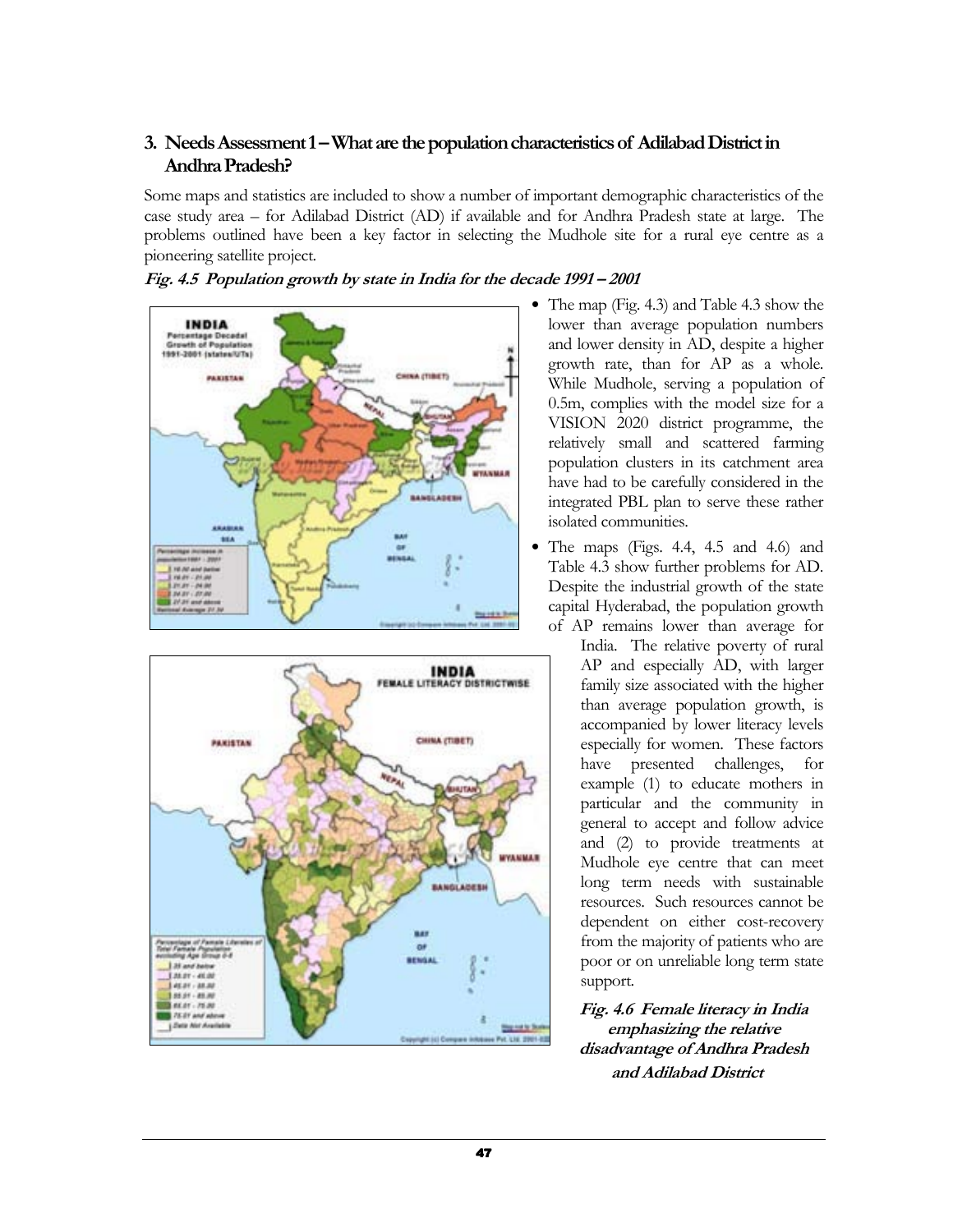## 3. Needs Assessment 1 – What are the population characteristics of Adilabad District in Andhra Pradesh?

Some maps and statistics are included to show a number of important demographic characteristics of the case study area – for Adilabad District (AD) if available and for Andhra Pradesh state at large. The problems outlined have been a key factor in selecting the Mudhole site for a rural eye centre as a pioneering satellite project.

***Fig. 4.5 Population growth by state in India for the decade 1991 – 2001***

- The map (Fig. 4.3) and Table 4.3 show the lower than average population numbers and lower density in AD, despite a higher growth rate, than for AP as a whole. While Mudhole, serving a population of 0.5m, complies with the model size for a VISION 2020 district programme, the relatively small and scattered farming population clusters in its catchment area have had to be carefully considered in the integrated PBL plan to serve these rather isolated communities.
- The maps (Figs. 4.4, 4.5 and 4.6) and Table 4.3 show further problems for AD. Despite the industrial growth of the state capital Hyderabad, the population growth of AP remains lower than average for India. The relative poverty of rural AP and especially AD, with larger family size associated with the higher than average population growth, is accompanied by lower literacy levels especially for women. These factors have presented challenges, for example (1) to educate mothers in particular and the community in general to accept and follow advice and (2) to provide treatments at Mudhole eye centre that can meet long term needs with sustainable resources. Such resources cannot be dependent on either cost-recovery from the majority of patients who are poor or on unreliable long term state support.

***Fig. 4.6 Female literacy in India emphasizing the relative disadvantage of Andhra Pradesh and Adilabad District***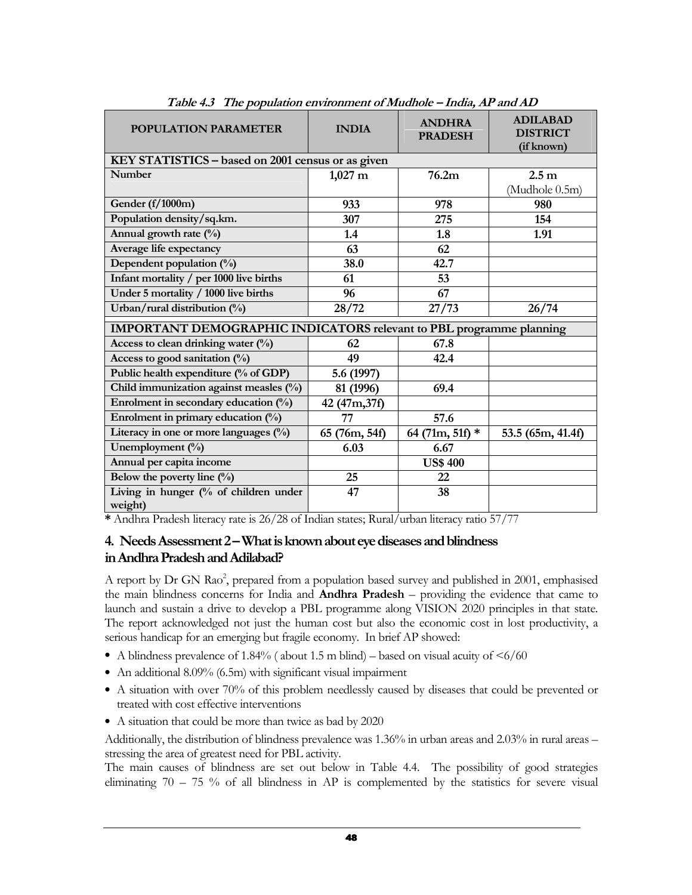*Table 4.3 The population environment of Mudhole – India, AP and AD*

| POPULATION PARAMETER | INDIA | ANDHRA PRADESH | ADILABAD DISTRICT (if known) |
|---|---|---|---|
| **KEY STATISTICS – based on 2001 census or as given** | | | |
| **Number** | **1,027 m** | **76.2m** | **2.5 m** (Mudhole 0.5m) |
| **Gender (f/1000m)** | **933** | **978** | **980** |
| **Population density/sq.km.** | **307** | **275** | **154** |
| **Annual growth rate (%)** | **1.4** | **1.8** | **1.91** |
| **Average life expectancy** | **63** | **62** | |
| **Dependent population (%)** | **38.0** | **42.7** | |
| **Infant mortality / per 1000 live births** | **61** | **53** | |
| **Under 5 mortality / 1000 live births** | **96** | **67** | |
| **Urban/rural distribution (%)** | **28/72** | **27/73** | **26/74** |
| **IMPORTANT DEMOGRAPHIC INDICATORS relevant to PBL programme planning** | | | |
| **Access to clean drinking water (%)** | **62** | **67.8** | |
| **Access to good sanitation (%)** | **49** | **42.4** | |
| **Public health expenditure (% of GDP)** | **5.6 (1997)** | | |
| **Child immunization against measles (%)** | **81 (1996)** | **69.4** | |
| **Enrolment in secondary education (%)** | **42 (47m,37f)** | | |
| **Enrolment in primary education (%)** | **77** | **57.6** | |
| **Literacy in one or more languages (%)** | **65 (76m, 54f)** | **64 (71m, 51f) \*** | **53.5 (65m, 41.4f)** |
| **Unemployment (%)** | **6.03** | **6.67** | |
| **Annual per capita income** | | **US$ 400** | |
| **Below the poverty line (%)** | **25** | **22** | |
| **Living in hunger (% of children under weight)** | **47** | **38** | |

**\*** Andhra Pradesh literacy rate is 26/28 of Indian states; Rural/urban literacy ratio 57/77

## 4. Needs Assessment 2 – What is known about eye diseases and blindness in Andhra Pradesh and Adilabad?

A report by Dr GN Rao[2], prepared from a population based survey and published in 2001, emphasised the main blindness concerns for India and **Andhra Pradesh** – providing the evidence that came to launch and sustain a drive to develop a PBL programme along VISION 2020 principles in that state. The report acknowledged not just the human cost but also the economic cost in lost productivity, a serious handicap for an emerging but fragile economy. In brief AP showed:

- A blindness prevalence of 1.84% ( about 1.5 m blind) – based on visual acuity of <6/60
- An additional 8.09% (6.5m) with significant visual impairment
- A situation with over 70% of this problem needlessly caused by diseases that could be prevented or treated with cost effective interventions
- A situation that could be more than twice as bad by 2020

Additionally, the distribution of blindness prevalence was 1.36% in urban areas and 2.03% in rural areas – stressing the area of greatest need for PBL activity.

The main causes of blindness are set out below in Table 4.4. The possibility of good strategies eliminating 70 – 75 % of all blindness in AP is complemented by the statistics for severe visual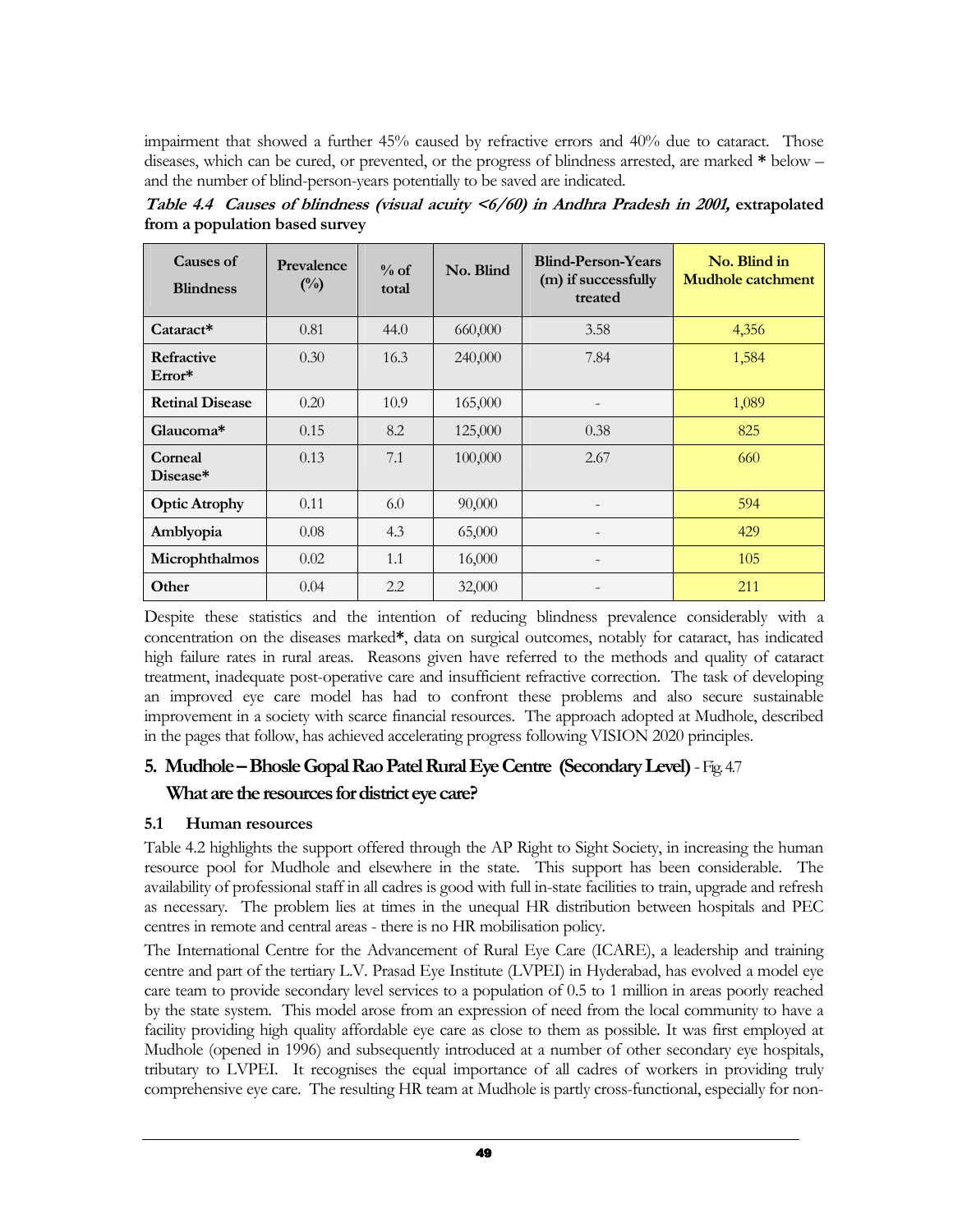impairment that showed a further 45% caused by refractive errors and 40% due to cataract. Those diseases, which can be cured, or prevented, or the progress of blindness arrested, are marked * below – and the number of blind-person-years potentially to be saved are indicated.

***Table 4.4 Causes of blindness (visual acuity <6/60) in Andhra Pradesh in 2001,* extrapolated from a population based survey**

| Causes of Blindness | Prevalence (%) | % of total | No. Blind | Blind-Person-Years (m) if successfully treated | No. Blind in Mudhole catchment |
|---|---|---|---|---|---|
| **Cataract*** | 0.81 | 44.0 | 660,000 | 3.58 | 4,356 |
| **Refractive Error*** | 0.30 | 16.3 | 240,000 | 7.84 | 1,584 |
| **Retinal Disease** | 0.20 | 10.9 | 165,000 | - | 1,089 |
| **Glaucoma*** | 0.15 | 8.2 | 125,000 | 0.38 | 825 |
| **Corneal Disease*** | 0.13 | 7.1 | 100,000 | 2.67 | 660 |
| **Optic Atrophy** | 0.11 | 6.0 | 90,000 | - | 594 |
| **Amblyopia** | 0.08 | 4.3 | 65,000 | - | 429 |
| **Microphthalmos** | 0.02 | 1.1 | 16,000 | - | 105 |
| **Other** | 0.04 | 2.2 | 32,000 | - | 211 |

Despite these statistics and the intention of reducing blindness prevalence considerably with a concentration on the diseases marked**\***, data on surgical outcomes, notably for cataract, has indicated high failure rates in rural areas. Reasons given have referred to the methods and quality of cataract treatment, inadequate post-operative care and insufficient refractive correction. The task of developing an improved eye care model has had to confront these problems and also secure sustainable improvement in a society with scarce financial resources. The approach adopted at Mudhole, described in the pages that follow, has achieved accelerating progress following VISION 2020 principles.

## 5. Mudhole – Bhosle Gopal Rao Patel Rural Eye Centre (Secondary Level) - Fig. 4.7

## What are the resources for district eye care?

### 5.1 Human resources

Table 4.2 highlights the support offered through the AP Right to Sight Society, in increasing the human resource pool for Mudhole and elsewhere in the state. This support has been considerable. The availability of professional staff in all cadres is good with full in-state facilities to train, upgrade and refresh as necessary. The problem lies at times in the unequal HR distribution between hospitals and PEC centres in remote and central areas - there is no HR mobilisation policy.

The International Centre for the Advancement of Rural Eye Care (ICARE), a leadership and training centre and part of the tertiary L.V. Prasad Eye Institute (LVPEI) in Hyderabad, has evolved a model eye care team to provide secondary level services to a population of 0.5 to 1 million in areas poorly reached by the state system. This model arose from an expression of need from the local community to have a facility providing high quality affordable eye care as close to them as possible. It was first employed at Mudhole (opened in 1996) and subsequently introduced at a number of other secondary eye hospitals, tributary to LVPEI. It recognises the equal importance of all cadres of workers in providing truly comprehensive eye care. The resulting HR team at Mudhole is partly cross-functional, especially for non-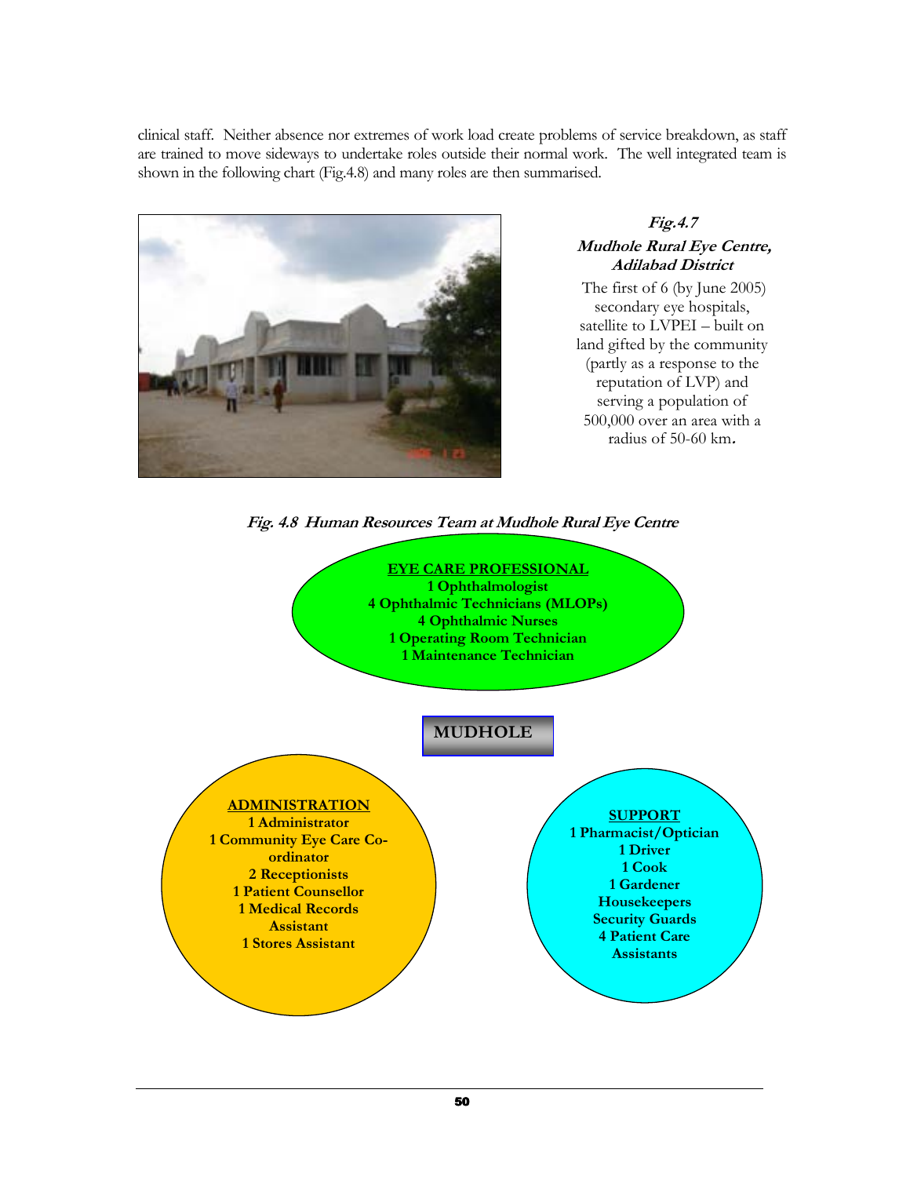clinical staff. Neither absence nor extremes of work load create problems of service breakdown, as staff are trained to move sideways to undertake roles outside their normal work. The well integrated team is shown in the following chart (Fig.4.8) and many roles are then summarised.

***Fig.4.7***
***Mudhole Rural Eye Centre, Adilabad District***

The first of 6 (by June 2005) secondary eye hospitals, satellite to LVPEI – built on land gifted by the community (partly as a response to the reputation of LVP) and serving a population of 500,000 over an area with a radius of 50-60 km.

***Fig. 4.8 Human Resources Team at Mudhole Rural Eye Centre***

**MUDHOLE**

**EYE CARE PROFESSIONAL**
- 1 Ophthalmologist
- 4 Ophthalmic Technicians (MLOPs)
- 4 Ophthalmic Nurses
- 1 Operating Room Technician
- 1 Maintenance Technician

**ADMINISTRATION**
- 1 Administrator
- 1 Community Eye Care Co-ordinator
- 2 Receptionists
- 1 Patient Counsellor
- 1 Medical Records Assistant
- 1 Stores Assistant

**SUPPORT**
- 1 Pharmacist/Optician
- 1 Driver
- 1 Cook
- 1 Gardener
- Housekeepers
- Security Guards
- 4 Patient Care Assistants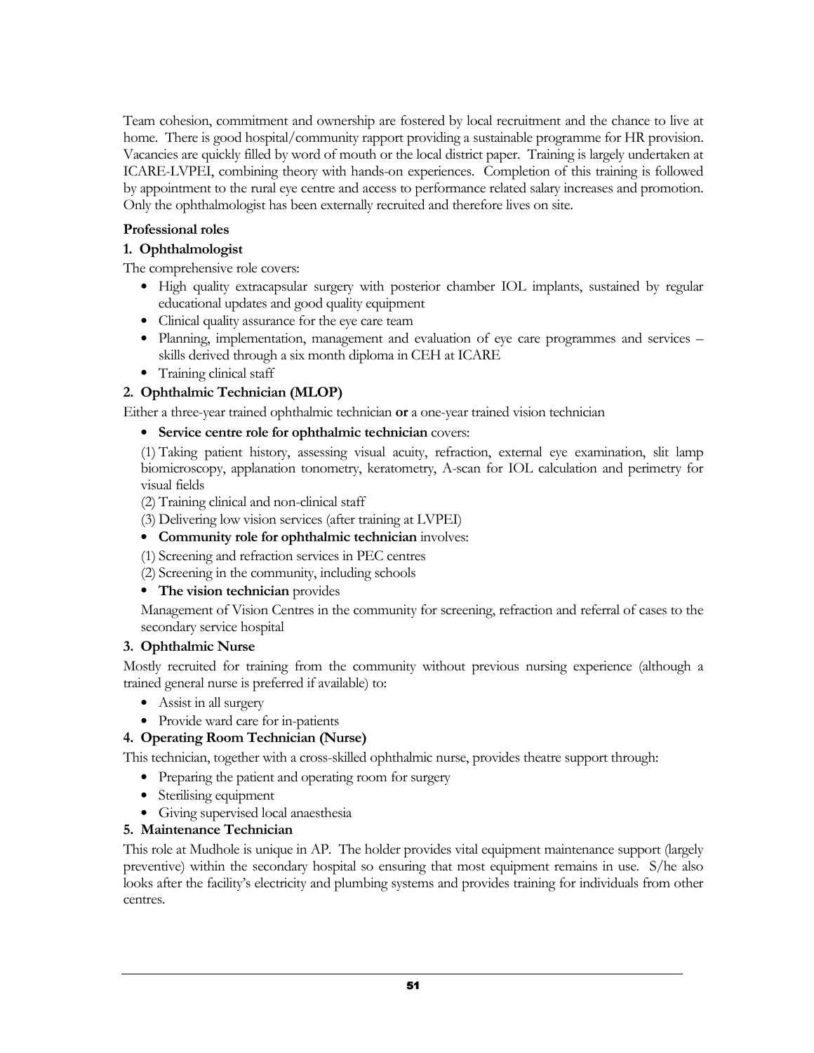Team cohesion, commitment and ownership are fostered by local recruitment and the chance to live at home. There is good hospital/community rapport providing a sustainable programme for HR provision. Vacancies are quickly filled by word of mouth or the local district paper. Training is largely undertaken at ICARE-LVPEI, combining theory with hands-on experiences. Completion of this training is followed by appointment to the rural eye centre and access to performance related salary increases and promotion. Only the ophthalmologist has been externally recruited and therefore lives on site.

**Professional roles**

**1. Ophthalmologist**

The comprehensive role covers:

- High quality extracapsular surgery with posterior chamber IOL implants, sustained by regular educational updates and good quality equipment
- Clinical quality assurance for the eye care team
- Planning, implementation, management and evaluation of eye care programmes and services – skills derived through a six month diploma in CEH at ICARE
- Training clinical staff

**2. Ophthalmic Technician (MLOP)**

Either a three-year trained ophthalmic technician **or** a one-year trained vision technician

- **Service centre role for ophthalmic technician** covers:

(1) Taking patient history, assessing visual acuity, refraction, external eye examination, slit lamp biomicroscopy, applanation tonometry, keratometry, A-scan for IOL calculation and perimetry for visual fields

(2) Training clinical and non-clinical staff

(3) Delivering low vision services (after training at LVPEI)

- **Community role for ophthalmic technician** involves:

(1) Screening and refraction services in PEC centres

(2) Screening in the community, including schools

- **The vision technician** provides

Management of Vision Centres in the community for screening, refraction and referral of cases to the secondary service hospital

**3. Ophthalmic Nurse**

Mostly recruited for training from the community without previous nursing experience (although a trained general nurse is preferred if available) to:

- Assist in all surgery
- Provide ward care for in-patients

**4. Operating Room Technician (Nurse)**

This technician, together with a cross-skilled ophthalmic nurse, provides theatre support through:

- Preparing the patient and operating room for surgery
- Sterilising equipment
- Giving supervised local anaesthesia

**5. Maintenance Technician**

This role at Mudhole is unique in AP. The holder provides vital equipment maintenance support (largely preventive) within the secondary hospital so ensuring that most equipment remains in use. S/he also looks after the facility's electricity and plumbing systems and provides training for individuals from other centres.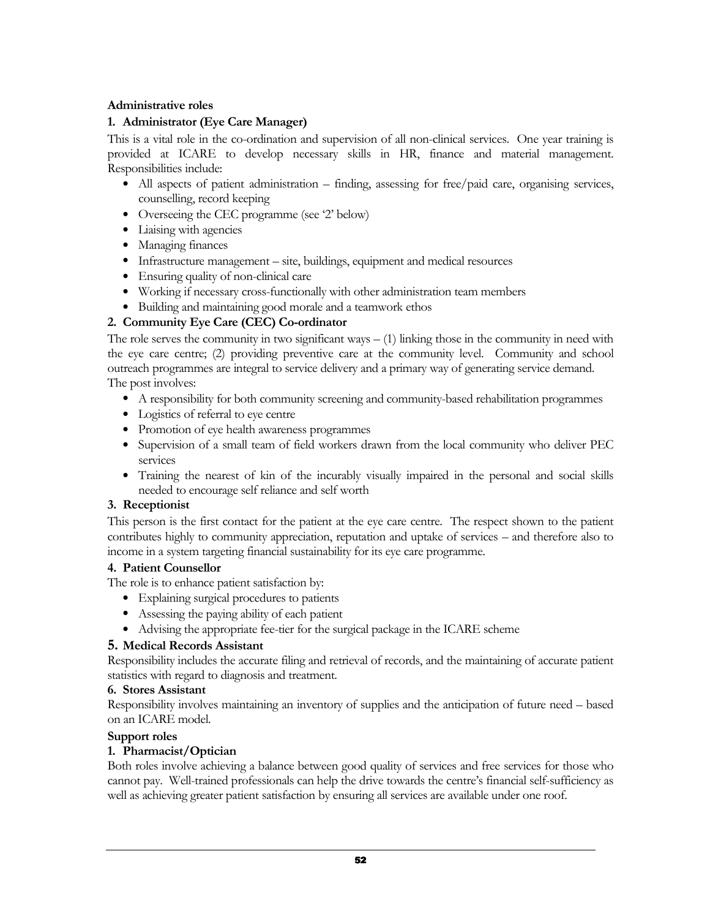**Administrative roles**

**1. Administrator (Eye Care Manager)**

This is a vital role in the co-ordination and supervision of all non-clinical services. One year training is provided at ICARE to develop necessary skills in HR, finance and material management. Responsibilities include:

- All aspects of patient administration – finding, assessing for free/paid care, organising services, counselling, record keeping
- Overseeing the CEC programme (see '2' below)
- Liaising with agencies
- Managing finances
- Infrastructure management – site, buildings, equipment and medical resources
- Ensuring quality of non-clinical care
- Working if necessary cross-functionally with other administration team members
- Building and maintaining good morale and a teamwork ethos

**2. Community Eye Care (CEC) Co-ordinator**

The role serves the community in two significant ways – (1) linking those in the community in need with the eye care centre; (2) providing preventive care at the community level. Community and school outreach programmes are integral to service delivery and a primary way of generating service demand. The post involves:

- A responsibility for both community screening and community-based rehabilitation programmes
- Logistics of referral to eye centre
- Promotion of eye health awareness programmes
- Supervision of a small team of field workers drawn from the local community who deliver PEC services
- Training the nearest of kin of the incurably visually impaired in the personal and social skills needed to encourage self reliance and self worth

**3. Receptionist**

This person is the first contact for the patient at the eye care centre. The respect shown to the patient contributes highly to community appreciation, reputation and uptake of services – and therefore also to income in a system targeting financial sustainability for its eye care programme.

**4. Patient Counsellor**

The role is to enhance patient satisfaction by:

- Explaining surgical procedures to patients
- Assessing the paying ability of each patient
- Advising the appropriate fee-tier for the surgical package in the ICARE scheme

**5. Medical Records Assistant**

Responsibility includes the accurate filing and retrieval of records, and the maintaining of accurate patient statistics with regard to diagnosis and treatment.

**6. Stores Assistant**

Responsibility involves maintaining an inventory of supplies and the anticipation of future need – based on an ICARE model.

**Support roles**

**1. Pharmacist/Optician**

Both roles involve achieving a balance between good quality of services and free services for those who cannot pay. Well-trained professionals can help the drive towards the centre's financial self-sufficiency as well as achieving greater patient satisfaction by ensuring all services are available under one roof.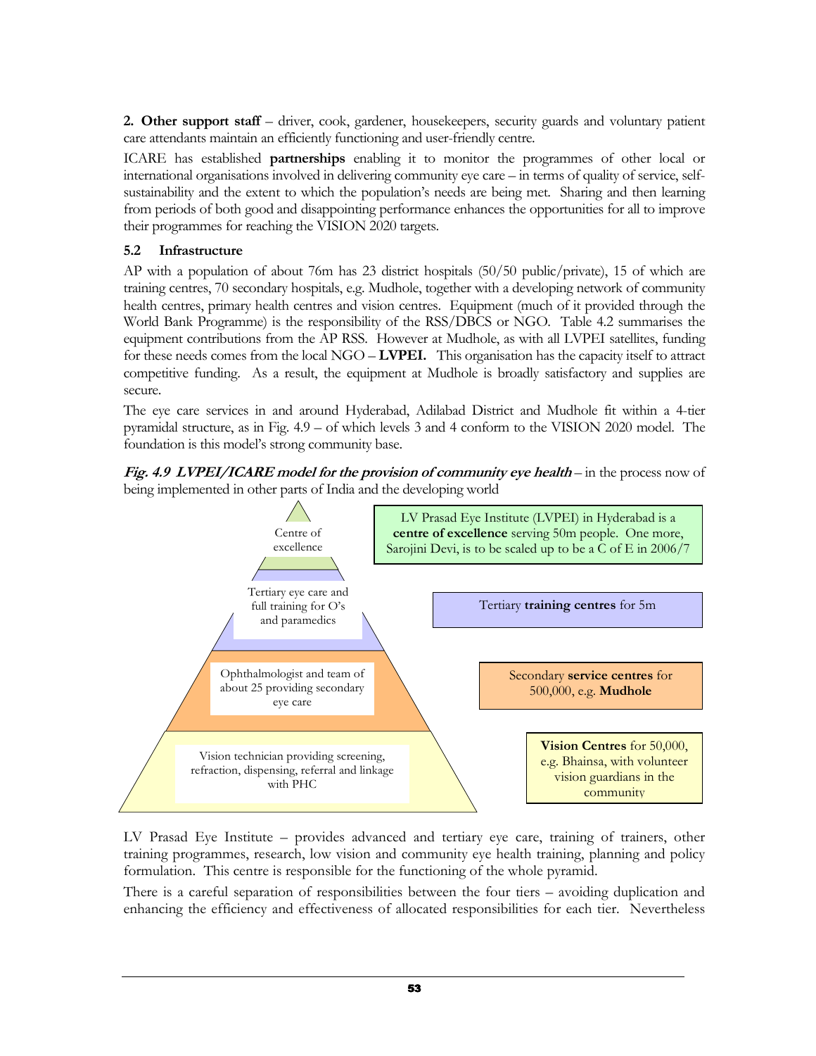**2. Other support staff** – driver, cook, gardener, housekeepers, security guards and voluntary patient care attendants maintain an efficiently functioning and user-friendly centre.

ICARE has established **partnerships** enabling it to monitor the programmes of other local or international organisations involved in delivering community eye care – in terms of quality of service, self-sustainability and the extent to which the population's needs are being met. Sharing and then learning from periods of both good and disappointing performance enhances the opportunities for all to improve their programmes for reaching the VISION 2020 targets.

### 5.2 Infrastructure

AP with a population of about 76m has 23 district hospitals (50/50 public/private), 15 of which are training centres, 70 secondary hospitals, e.g. Mudhole, together with a developing network of community health centres, primary health centres and vision centres. Equipment (much of it provided through the World Bank Programme) is the responsibility of the RSS/DBCS or NGO. Table 4.2 summarises the equipment contributions from the AP RSS. However at Mudhole, as with all LVPEI satellites, funding for these needs comes from the local NGO – **LVPEI.** This organisation has the capacity itself to attract competitive funding. As a result, the equipment at Mudhole is broadly satisfactory and supplies are secure.

The eye care services in and around Hyderabad, Adilabad District and Mudhole fit within a 4-tier pyramidal structure, as in Fig. 4.9 – of which levels 3 and 4 conform to the VISION 2020 model. The foundation is this model's strong community base.

***Fig. 4.9 LVPEI/ICARE model for the provision of community eye health*** – in the process now of being implemented in other parts of India and the developing world

| Pyramid tier | Description |
|---|---|
| Centre of excellence | LV Prasad Eye Institute (LVPEI) in Hyderabad is a **centre of excellence** serving 50m people. One more, Sarojini Devi, is to be scaled up to be a C of E in 2006/7 |
| Tertiary eye care and full training for O's and paramedics | Tertiary **training centres** for 5m |
| Ophthalmologist and team of about 25 providing secondary eye care | Secondary **service centres** for 500,000, e.g. **Mudhole** |
| Vision technician providing screening, refraction, dispensing, referral and linkage with PHC | **Vision Centres** for 50,000, e.g. Bhainsa, with volunteer vision guardians in the community |

LV Prasad Eye Institute – provides advanced and tertiary eye care, training of trainers, other training programmes, research, low vision and community eye health training, planning and policy formulation. This centre is responsible for the functioning of the whole pyramid.

There is a careful separation of responsibilities between the four tiers – avoiding duplication and enhancing the efficiency and effectiveness of allocated responsibilities for each tier. Nevertheless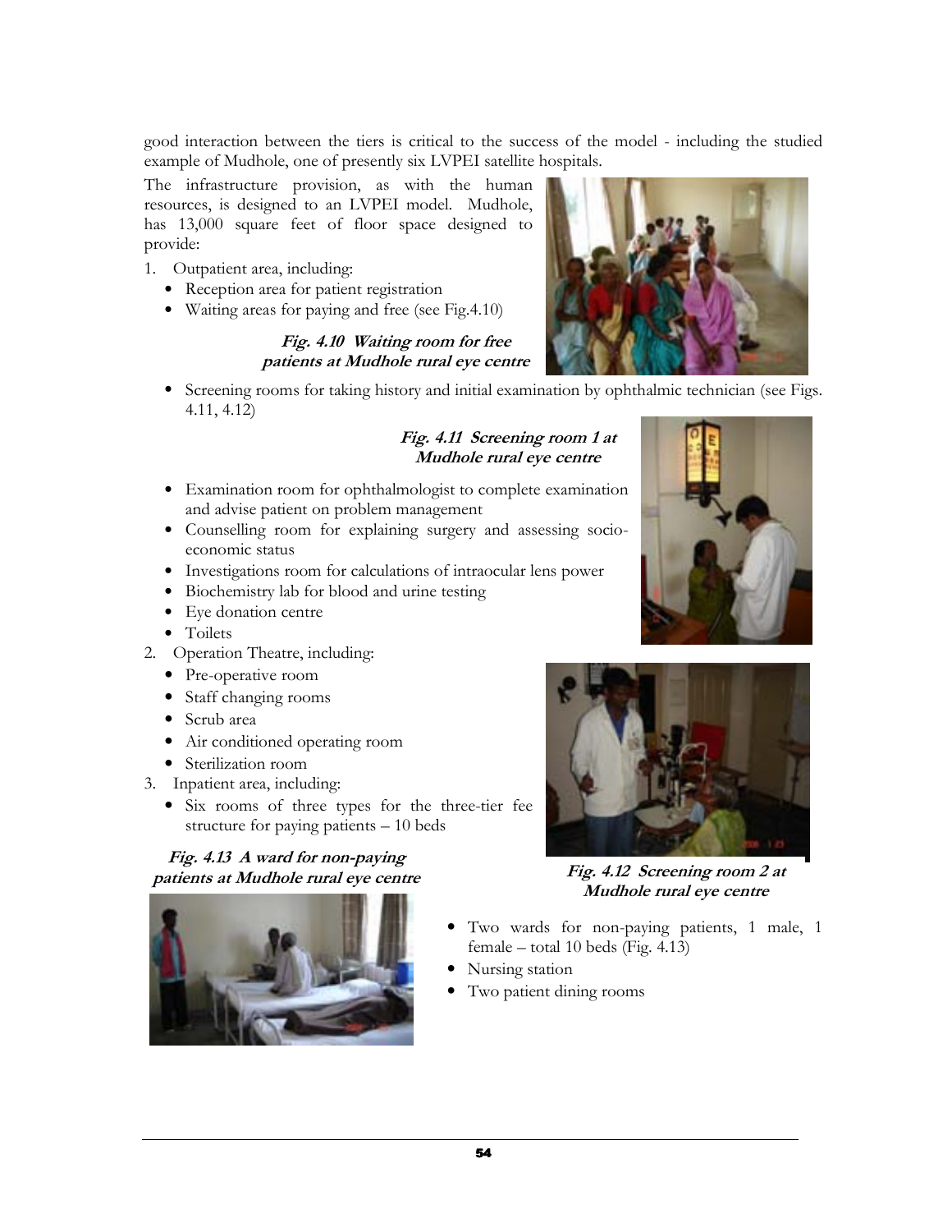good interaction between the tiers is critical to the success of the model - including the studied example of Mudhole, one of presently six LVPEI satellite hospitals.

The infrastructure provision, as with the human resources, is designed to an LVPEI model. Mudhole, has 13,000 square feet of floor space designed to provide:

1. Outpatient area, including:
   - Reception area for patient registration
   - Waiting areas for paying and free (see Fig.4.10)

     ***Fig. 4.10 Waiting room for free patients at Mudhole rural eye centre***

   - Screening rooms for taking history and initial examination by ophthalmic technician (see Figs. 4.11, 4.12)

     ***Fig. 4.11 Screening room 1 at Mudhole rural eye centre***

   - Examination room for ophthalmologist to complete examination and advise patient on problem management
   - Counselling room for explaining surgery and assessing socio-economic status
   - Investigations room for calculations of intraocular lens power
   - Biochemistry lab for blood and urine testing
   - Eye donation centre
   - Toilets
2. Operation Theatre, including:
   - Pre-operative room
   - Staff changing rooms
   - Scrub area
   - Air conditioned operating room
   - Sterilization room
3. Inpatient area, including:
   - Six rooms of three types for the three-tier fee structure for paying patients – 10 beds

     ***Fig. 4.12 Screening room 2 at Mudhole rural eye centre***

     ***Fig. 4.13 A ward for non-paying patients at Mudhole rural eye centre***

   - Two wards for non-paying patients, 1 male, 1 female – total 10 beds (Fig. 4.13)
   - Nursing station
   - Two patient dining rooms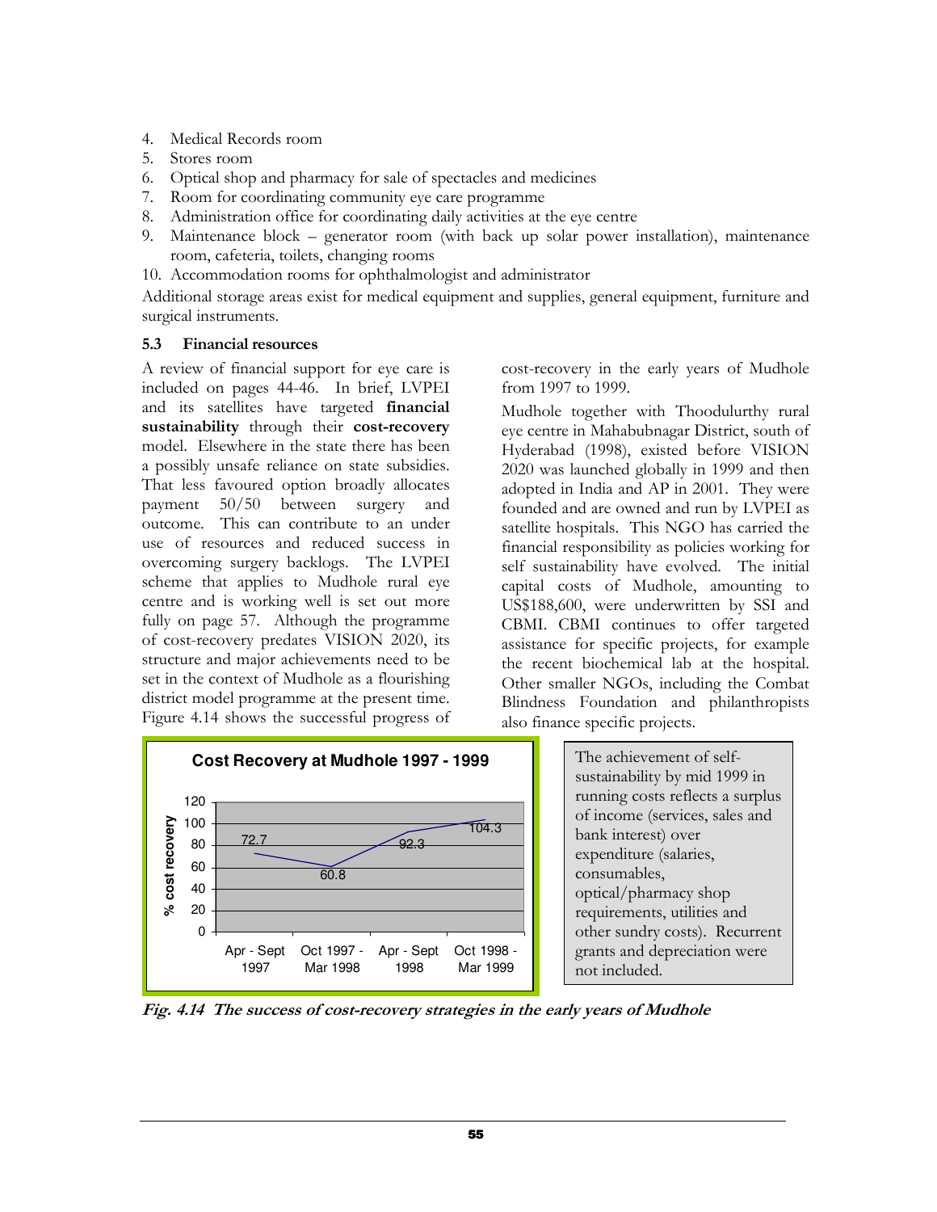4. Medical Records room
5. Stores room
6. Optical shop and pharmacy for sale of spectacles and medicines
7. Room for coordinating community eye care programme
8. Administration office for coordinating daily activities at the eye centre
9. Maintenance block – generator room (with back up solar power installation), maintenance room, cafeteria, toilets, changing rooms
10. Accommodation rooms for ophthalmologist and administrator

Additional storage areas exist for medical equipment and supplies, general equipment, furniture and surgical instruments.

### 5.3 Financial resources

A review of financial support for eye care is included on pages 44-46. In brief, LVPEI and its satellites have targeted **financial sustainability** through their **cost-recovery** model. Elsewhere in the state there has been a possibly unsafe reliance on state subsidies. That less favoured option broadly allocates payment 50/50 between surgery and outcome. This can contribute to an under use of resources and reduced success in overcoming surgery backlogs. The LVPEI scheme that applies to Mudhole rural eye centre and is working well is set out more fully on page 57. Although the programme of cost-recovery predates VISION 2020, its structure and major achievements need to be set in the context of Mudhole as a flourishing district model programme at the present time. Figure 4.14 shows the successful progress of cost-recovery in the early years of Mudhole from 1997 to 1999.

Mudhole together with Thoodulurthy rural eye centre in Mahabubnagar District, south of Hyderabad (1998), existed before VISION 2020 was launched globally in 1999 and then adopted in India and AP in 2001. They were founded and are owned and run by LVPEI as satellite hospitals. This NGO has carried the financial responsibility as policies working for self sustainability have evolved. The initial capital costs of Mudhole, amounting to US$188,600, were underwritten by SSI and CBMI. CBMI continues to offer targeted assistance for specific projects, for example the recent biochemical lab at the hospital. Other smaller NGOs, including the Combat Blindness Foundation and philanthropists also finance specific projects.

**Cost Recovery at Mudhole 1997 - 1999**

| Period | % cost recovery |
|---|---|
| Apr - Sept 1997 | 72.7 |
| Oct 1997 - Mar 1998 | 60.8 |
| Apr - Sept 1998 | 92.3 |
| Oct 1998 - Mar 1999 | 104.3 |

The achievement of self-sustainability by mid 1999 in running costs reflects a surplus of income (services, sales and bank interest) over expenditure (salaries, consumables, optical/pharmacy shop requirements, utilities and other sundry costs). Recurrent grants and depreciation were not included.

***Fig. 4.14 The success of cost-recovery strategies in the early years of Mudhole***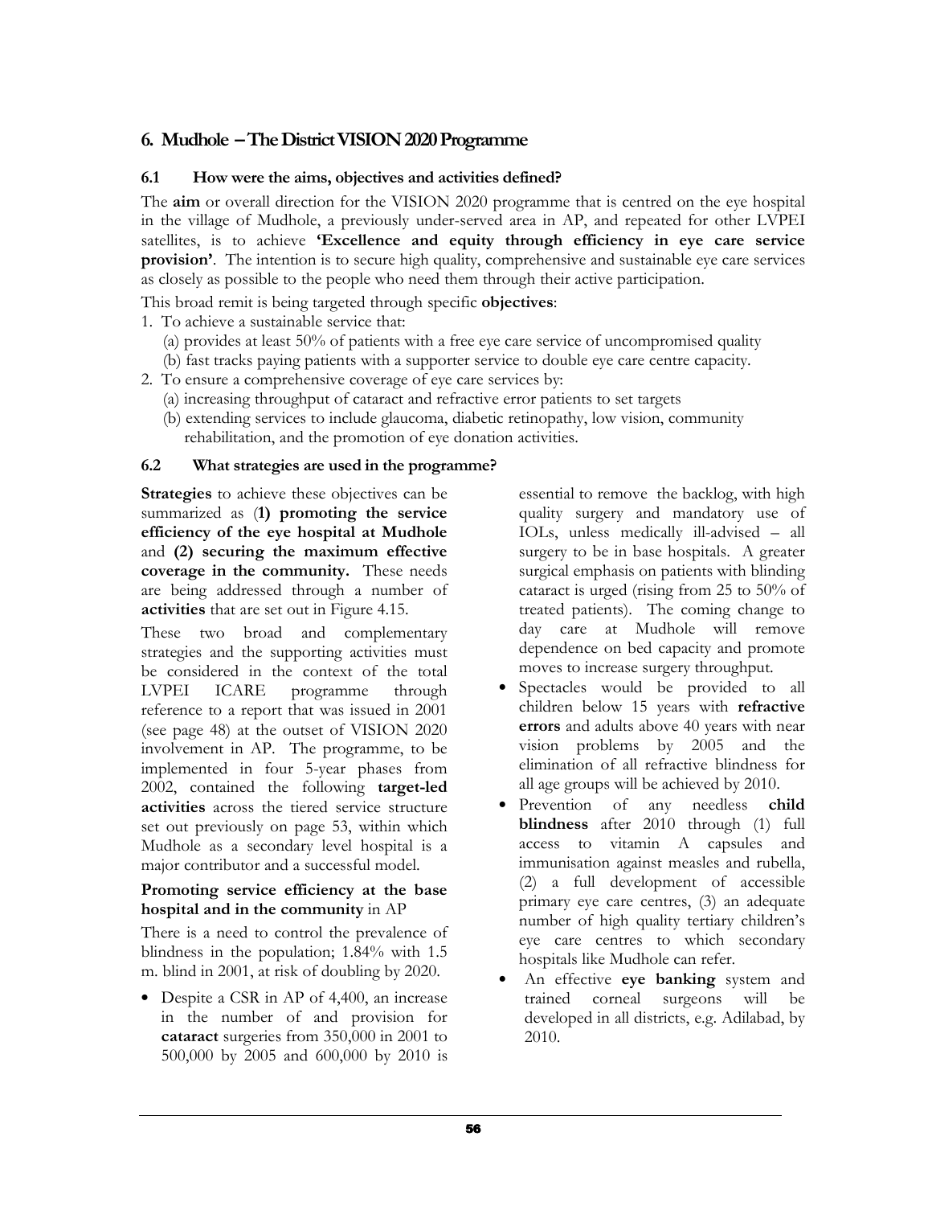## 6. Mudhole – The District VISION 2020 Programme

### 6.1 How were the aims, objectives and activities defined?

The **aim** or overall direction for the VISION 2020 programme that is centred on the eye hospital in the village of Mudhole, a previously under-served area in AP, and repeated for other LVPEI satellites, is to achieve **'Excellence and equity through efficiency in eye care service provision'**. The intention is to secure high quality, comprehensive and sustainable eye care services as closely as possible to the people who need them through their active participation.

This broad remit is being targeted through specific **objectives**:

1. To achieve a sustainable service that:
   (a) provides at least 50% of patients with a free eye care service of uncompromised quality
   (b) fast tracks paying patients with a supporter service to double eye care centre capacity.
2. To ensure a comprehensive coverage of eye care services by:
   (a) increasing throughput of cataract and refractive error patients to set targets
   (b) extending services to include glaucoma, diabetic retinopathy, low vision, community rehabilitation, and the promotion of eye donation activities.

### 6.2 What strategies are used in the programme?

**Strategies** to achieve these objectives can be summarized as (**1) promoting the service efficiency of the eye hospital at Mudhole** and **(2) securing the maximum effective coverage in the community.** These needs are being addressed through a number of **activities** that are set out in Figure 4.15.

These two broad and complementary strategies and the supporting activities must be considered in the context of the total LVPEI ICARE programme through reference to a report that was issued in 2001 (see page 48) at the outset of VISION 2020 involvement in AP. The programme, to be implemented in four 5-year phases from 2002, contained the following **target-led activities** across the tiered service structure set out previously on page 53, within which Mudhole as a secondary level hospital is a major contributor and a successful model.

**Promoting service efficiency at the base hospital and in the community** in AP

There is a need to control the prevalence of blindness in the population; 1.84% with 1.5 m. blind in 2001, at risk of doubling by 2020.

- Despite a CSR in AP of 4,400, an increase in the number of and provision for **cataract** surgeries from 350,000 in 2001 to 500,000 by 2005 and 600,000 by 2010 is essential to remove the backlog, with high quality surgery and mandatory use of IOLs, unless medically ill-advised – all surgery to be in base hospitals. A greater surgical emphasis on patients with blinding cataract is urged (rising from 25 to 50% of treated patients). The coming change to day care at Mudhole will remove dependence on bed capacity and promote moves to increase surgery throughput.
- Spectacles would be provided to all children below 15 years with **refractive errors** and adults above 40 years with near vision problems by 2005 and the elimination of all refractive blindness for all age groups will be achieved by 2010.
- Prevention of any needless **child blindness** after 2010 through (1) full access to vitamin A capsules and immunisation against measles and rubella, (2) a full development of accessible primary eye care centres, (3) an adequate number of high quality tertiary children's eye care centres to which secondary hospitals like Mudhole can refer.
- An effective **eye banking** system and trained corneal surgeons will be developed in all districts, e.g. Adilabad, by 2010.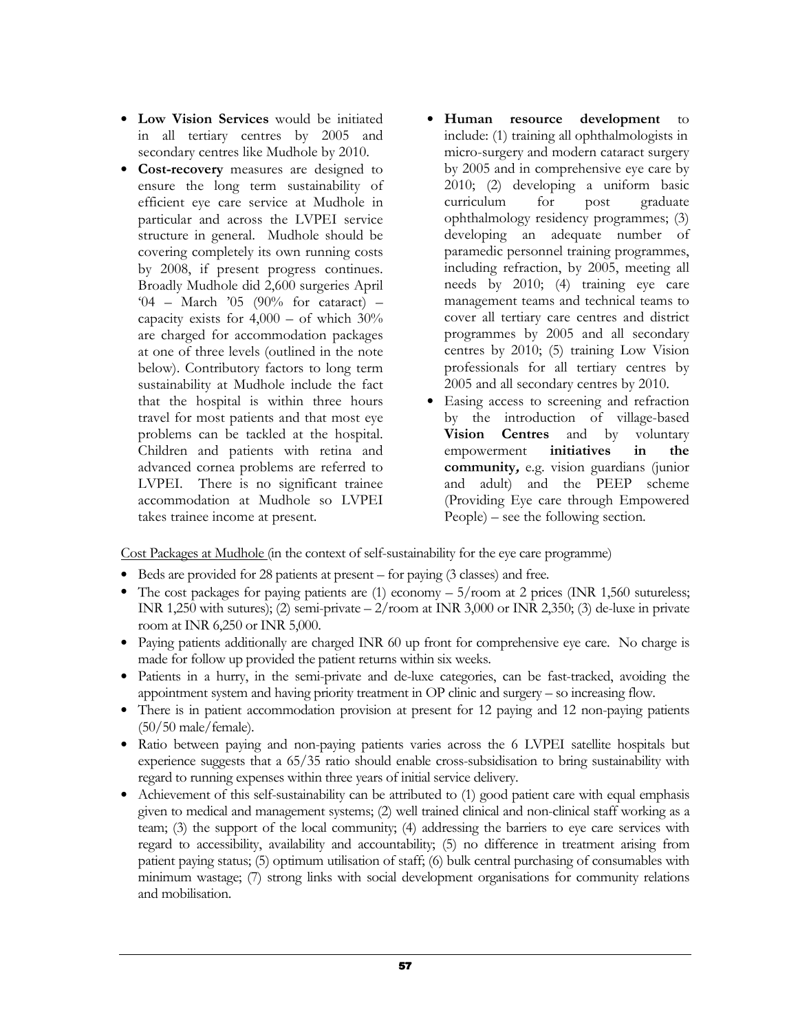- **Low Vision Services** would be initiated in all tertiary centres by 2005 and secondary centres like Mudhole by 2010.
- **Cost-recovery** measures are designed to ensure the long term sustainability of efficient eye care service at Mudhole in particular and across the LVPEI service structure in general. Mudhole should be covering completely its own running costs by 2008, if present progress continues. Broadly Mudhole did 2,600 surgeries April '04 – March '05 (90% for cataract) – capacity exists for 4,000 – of which 30% are charged for accommodation packages at one of three levels (outlined in the note below). Contributory factors to long term sustainability at Mudhole include the fact that the hospital is within three hours travel for most patients and that most eye problems can be tackled at the hospital. Children and patients with retina and advanced cornea problems are referred to LVPEI. There is no significant trainee accommodation at Mudhole so LVPEI takes trainee income at present.
- **Human resource development** to include: (1) training all ophthalmologists in micro-surgery and modern cataract surgery by 2005 and in comprehensive eye care by 2010; (2) developing a uniform basic curriculum for post graduate ophthalmology residency programmes; (3) developing an adequate number of paramedic personnel training programmes, including refraction, by 2005, meeting all needs by 2010; (4) training eye care management teams and technical teams to cover all tertiary care centres and district programmes by 2005 and all secondary centres by 2010; (5) training Low Vision professionals for all tertiary centres by 2005 and all secondary centres by 2010.
- Easing access to screening and refraction by the introduction of village-based **Vision Centres** and by voluntary empowerment **initiatives in the community,** e.g. vision guardians (junior and adult) and the PEEP scheme (Providing Eye care through Empowered People) – see the following section.

Cost Packages at Mudhole (in the context of self-sustainability for the eye care programme)

- Beds are provided for 28 patients at present – for paying (3 classes) and free.
- The cost packages for paying patients are (1) economy – 5/room at 2 prices (INR 1,560 sutureless; INR 1,250 with sutures); (2) semi-private – 2/room at INR 3,000 or INR 2,350; (3) de-luxe in private room at INR 6,250 or INR 5,000.
- Paying patients additionally are charged INR 60 up front for comprehensive eye care. No charge is made for follow up provided the patient returns within six weeks.
- Patients in a hurry, in the semi-private and de-luxe categories, can be fast-tracked, avoiding the appointment system and having priority treatment in OP clinic and surgery – so increasing flow.
- There is in patient accommodation provision at present for 12 paying and 12 non-paying patients (50/50 male/female).
- Ratio between paying and non-paying patients varies across the 6 LVPEI satellite hospitals but experience suggests that a 65/35 ratio should enable cross-subsidisation to bring sustainability with regard to running expenses within three years of initial service delivery.
- Achievement of this self-sustainability can be attributed to (1) good patient care with equal emphasis given to medical and management systems; (2) well trained clinical and non-clinical staff working as a team; (3) the support of the local community; (4) addressing the barriers to eye care services with regard to accessibility, availability and accountability; (5) no difference in treatment arising from patient paying status; (5) optimum utilisation of staff; (6) bulk central purchasing of consumables with minimum wastage; (7) strong links with social development organisations for community relations and mobilisation.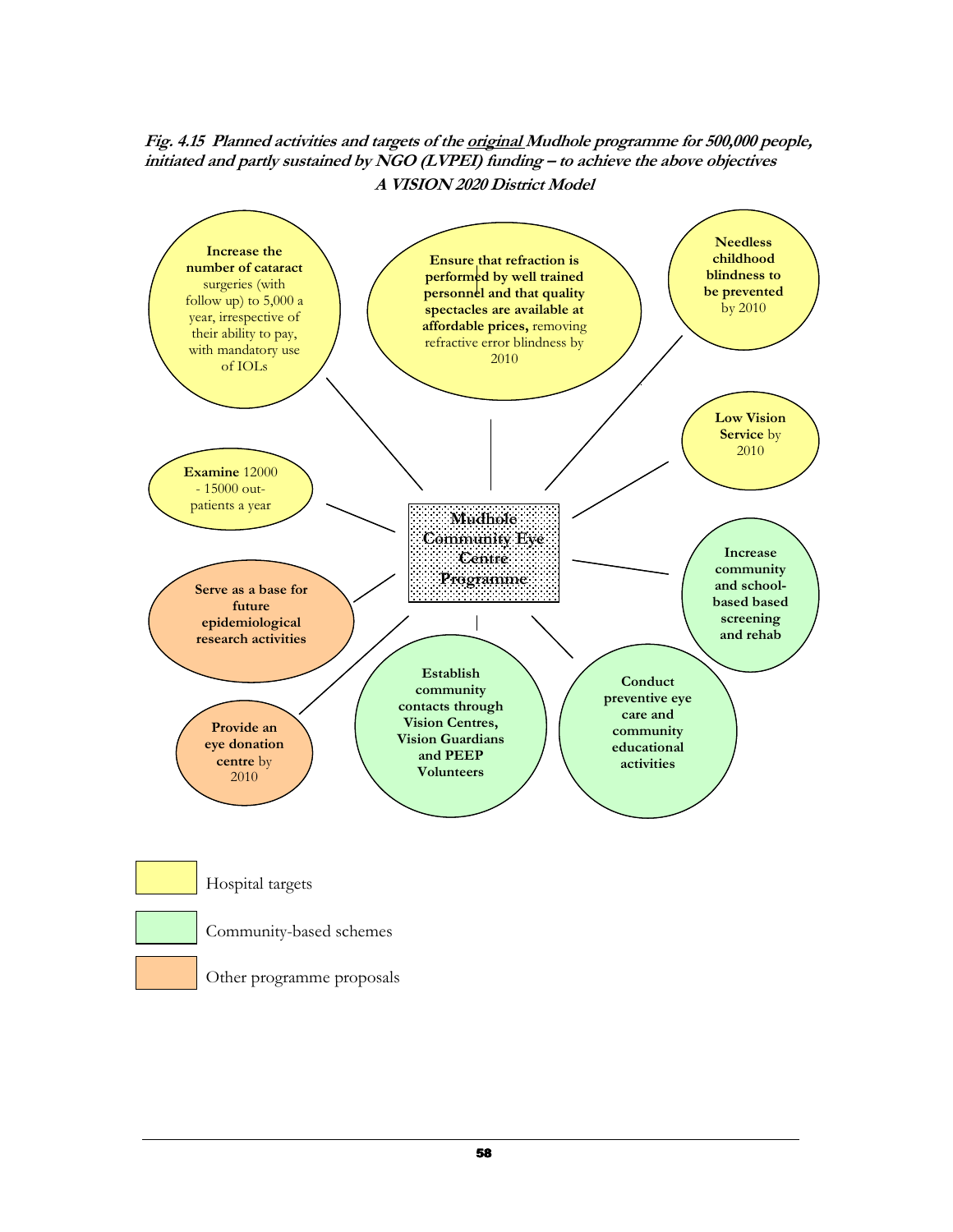***Fig. 4.15 Planned activities and targets of the original Mudhole programme for 500,000 people, initiated and partly sustained by NGO (LVPEI) funding – to achieve the above objectives***

***A VISION 2020 District Model***

**Mudhole Community Eye Centre Programme**

Hospital targets:

- **Increase the number of cataract** surgeries (with follow up) to 5,000 a year, irrespective of their ability to pay, with mandatory use of IOLs
- **Ensure that refraction is performed by well trained personnel and that quality spectacles are available at affordable prices,** removing refractive error blindness by 2010
- **Needless childhood blindness to be prevented** by 2010
- **Low Vision Service** by 2010
- **Examine** 12000 - 15000 out-patients a year

Community-based schemes:

- **Increase community and school-based based screening and rehab**
- **Conduct preventive eye care and community educational activities**
- **Establish community contacts through Vision Centres, Vision Guardians and PEEP Volunteers**

Other programme proposals:

- **Provide an eye donation centre** by 2010
- **Serve as a base for future epidemiological research activities**

Legend:

- Hospital targets
- Community-based schemes
- Other programme proposals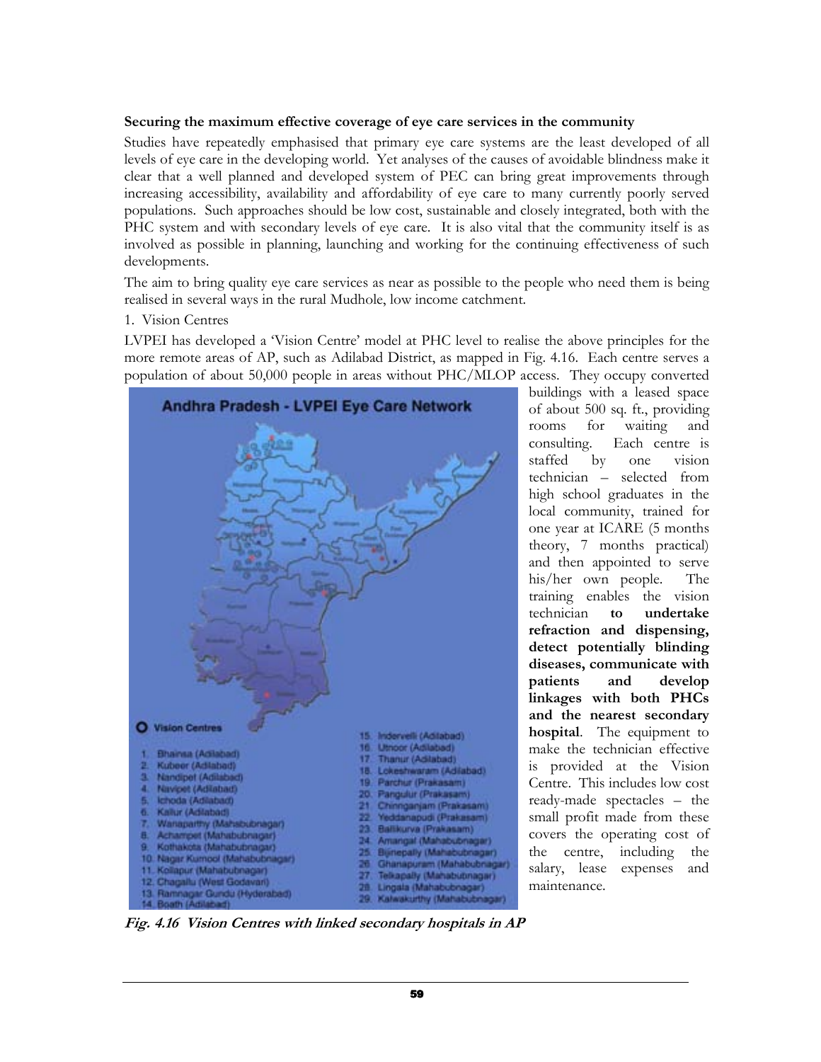**Securing the maximum effective coverage of eye care services in the community**

Studies have repeatedly emphasised that primary eye care systems are the least developed of all levels of eye care in the developing world. Yet analyses of the causes of avoidable blindness make it clear that a well planned and developed system of PEC can bring great improvements through increasing accessibility, availability and affordability of eye care to many currently poorly served populations. Such approaches should be low cost, sustainable and closely integrated, both with the PHC system and with secondary levels of eye care. It is also vital that the community itself is as involved as possible in planning, launching and working for the continuing effectiveness of such developments.

The aim to bring quality eye care services as near as possible to the people who need them is being realised in several ways in the rural Mudhole, low income catchment.

1. Vision Centres

LVPEI has developed a 'Vision Centre' model at PHC level to realise the above principles for the more remote areas of AP, such as Adilabad District, as mapped in Fig. 4.16. Each centre serves a population of about 50,000 people in areas without PHC/MLOP access. They occupy converted buildings with a leased space of about 500 sq. ft., providing rooms for waiting and consulting. Each centre is staffed by one vision technician – selected from high school graduates in the local community, trained for one year at ICARE (5 months theory, 7 months practical) and then appointed to serve his/her own people. The training enables the vision technician **to undertake refraction and dispensing, detect potentially blinding diseases, communicate with patients and develop linkages with both PHCs and the nearest secondary hospital**. The equipment to make the technician effective is provided at the Vision Centre. This includes low cost ready-made spectacles – the small profit made from these covers the operating cost of the centre, including the salary, lease expenses and maintenance.

Andhra Pradesh - LVPEI Eye Care Network

Vision Centres

1. Bhainsa (Adilabad)
2. Kubeer (Adilabad)
3. Nandipet (Adilabad)
4. Navipet (Adilabad)
5. Ichoda (Adilabad)
6. Kallur (Adilabad)
7. Wanaparthy (Mahabubnagar)
8. Achampet (Mahabubnagar)
9. Kothakota (Mahabubnagar)
10. Nagar Kurnool (Mahabubnagar)
11. Kollapur (Mahabubnagar)
12. Chagallu (West Godavari)
13. Ramnagar Gundu (Hyderabad)
14. Boath (Adilabad)
15. Indervelli (Adilabad)
16. Utnoor (Adilabad)
17. Thanur (Adilabad)
18. Lokeshwaram (Adilabad)
19. Parchur (Prakasam)
20. Pangulur (Prakasam)
21. Chinnganjam (Prakasam)
22. Yeddanapudi (Prakasam)
23. Ballikurva (Prakasam)
24. Amangal (Mahabubnagar)
25. Bijinepally (Mahabubnagar)
26. Ghanapuram (Mahabubnagar)
27. Telkapally (Mahabubnagar)
28. Lingala (Mahabubnagar)
29. Kalwakurthy (Mahabubnagar)

***Fig. 4.16 Vision Centres with linked secondary hospitals in AP***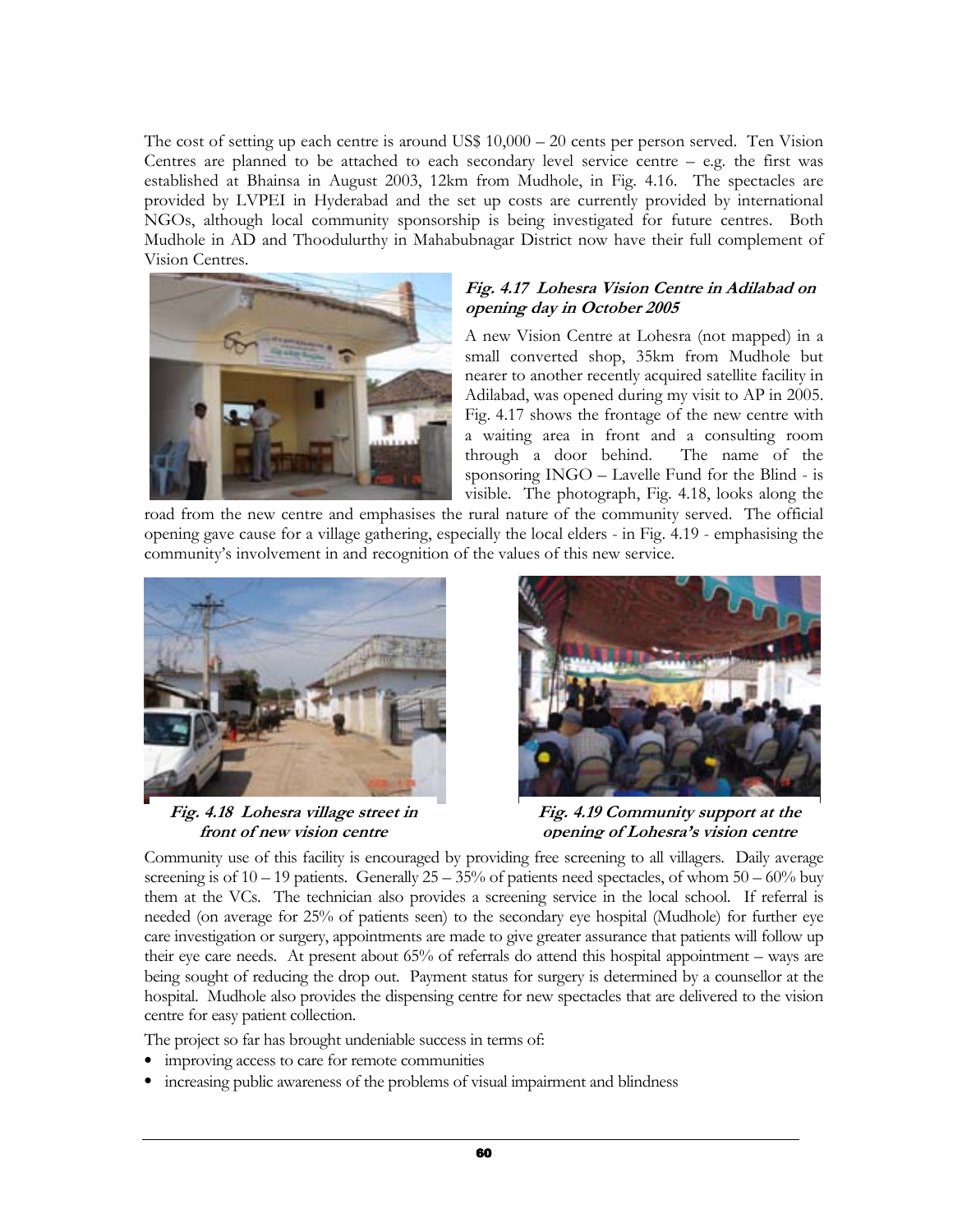The cost of setting up each centre is around US$ 10,000 – 20 cents per person served. Ten Vision Centres are planned to be attached to each secondary level service centre – e.g. the first was established at Bhainsa in August 2003, 12km from Mudhole, in Fig. 4.16. The spectacles are provided by LVPEI in Hyderabad and the set up costs are currently provided by international NGOs, although local community sponsorship is being investigated for future centres. Both Mudhole in AD and Thoodulurthy in Mahabubnagar District now have their full complement of Vision Centres.

***Fig. 4.17 Lohesra Vision Centre in Adilabad on opening day in October 2005***

A new Vision Centre at Lohesra (not mapped) in a small converted shop, 35km from Mudhole but nearer to another recently acquired satellite facility in Adilabad, was opened during my visit to AP in 2005. Fig. 4.17 shows the frontage of the new centre with a waiting area in front and a consulting room through a door behind. The name of the sponsoring INGO – Lavelle Fund for the Blind - is visible. The photograph, Fig. 4.18, looks along the road from the new centre and emphasises the rural nature of the community served. The official opening gave cause for a village gathering, especially the local elders - in Fig. 4.19 - emphasising the community's involvement in and recognition of the values of this new service.

***Fig. 4.18 Lohesra village street in front of new vision centre***

***Fig. 4.19 Community support at the opening of Lohesra's vision centre***

Community use of this facility is encouraged by providing free screening to all villagers. Daily average screening is of 10 – 19 patients. Generally 25 – 35% of patients need spectacles, of whom 50 – 60% buy them at the VCs. The technician also provides a screening service in the local school. If referral is needed (on average for 25% of patients seen) to the secondary eye hospital (Mudhole) for further eye care investigation or surgery, appointments are made to give greater assurance that patients will follow up their eye care needs. At present about 65% of referrals do attend this hospital appointment – ways are being sought of reducing the drop out. Payment status for surgery is determined by a counsellor at the hospital. Mudhole also provides the dispensing centre for new spectacles that are delivered to the vision centre for easy patient collection.

The project so far has brought undeniable success in terms of:

- improving access to care for remote communities
- increasing public awareness of the problems of visual impairment and blindness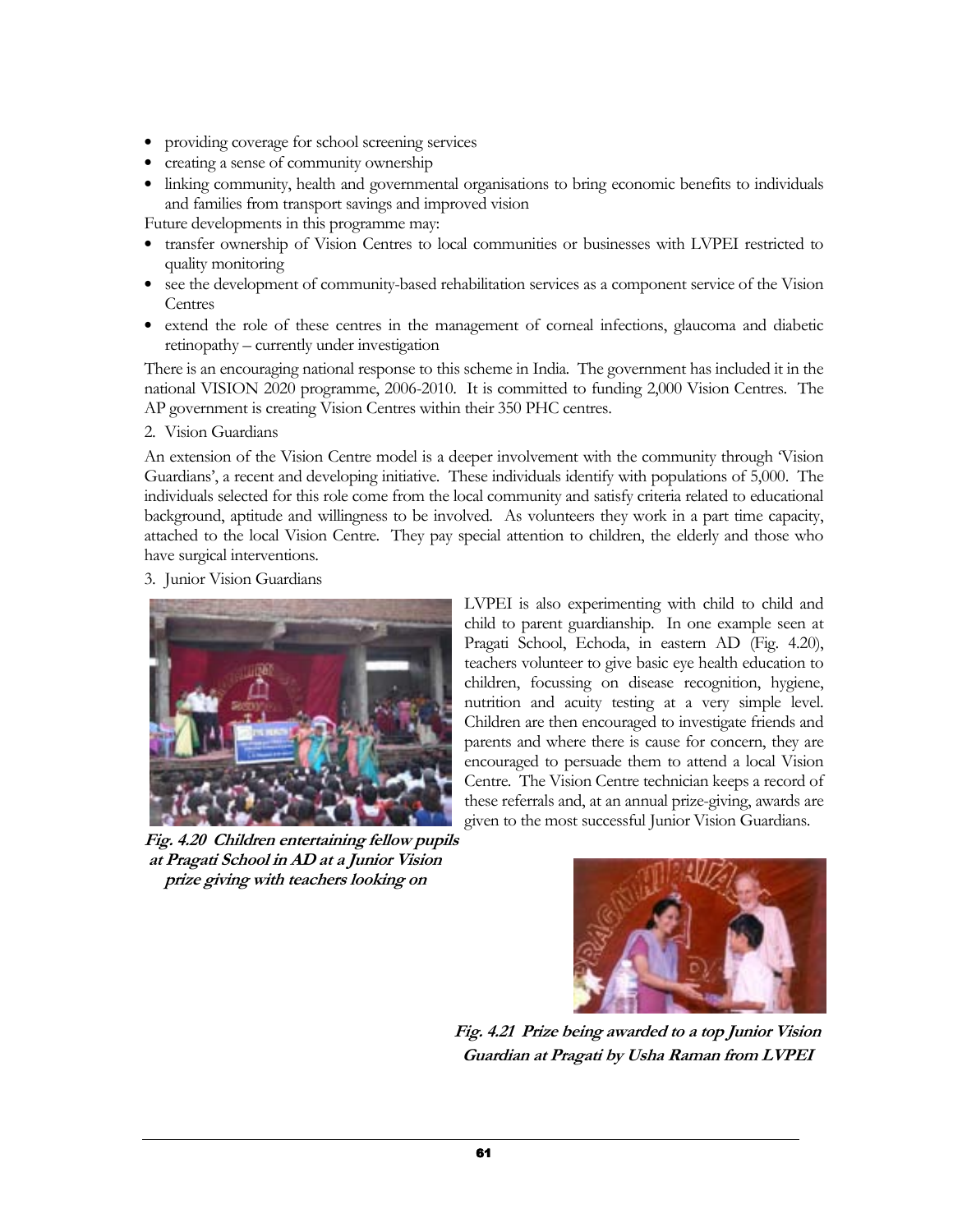- providing coverage for school screening services
- creating a sense of community ownership
- linking community, health and governmental organisations to bring economic benefits to individuals and families from transport savings and improved vision

Future developments in this programme may:

- transfer ownership of Vision Centres to local communities or businesses with LVPEI restricted to quality monitoring
- see the development of community-based rehabilitation services as a component service of the Vision Centres
- extend the role of these centres in the management of corneal infections, glaucoma and diabetic retinopathy – currently under investigation

There is an encouraging national response to this scheme in India. The government has included it in the national VISION 2020 programme, 2006-2010. It is committed to funding 2,000 Vision Centres. The AP government is creating Vision Centres within their 350 PHC centres.

2. Vision Guardians

An extension of the Vision Centre model is a deeper involvement with the community through 'Vision Guardians', a recent and developing initiative. These individuals identify with populations of 5,000. The individuals selected for this role come from the local community and satisfy criteria related to educational background, aptitude and willingness to be involved. As volunteers they work in a part time capacity, attached to the local Vision Centre. They pay special attention to children, the elderly and those who have surgical interventions.

3. Junior Vision Guardians

LVPEI is also experimenting with child to child and child to parent guardianship. In one example seen at Pragati School, Echoda, in eastern AD (Fig. 4.20), teachers volunteer to give basic eye health education to children, focussing on disease recognition, hygiene, nutrition and acuity testing at a very simple level. Children are then encouraged to investigate friends and parents and where there is cause for concern, they are encouraged to persuade them to attend a local Vision Centre. The Vision Centre technician keeps a record of these referrals and, at an annual prize-giving, awards are given to the most successful Junior Vision Guardians.

***Fig. 4.20 Children entertaining fellow pupils at Pragati School in AD at a Junior Vision prize giving with teachers looking on***

***Fig. 4.21 Prize being awarded to a top Junior Vision Guardian at Pragati by Usha Raman from LVPEI***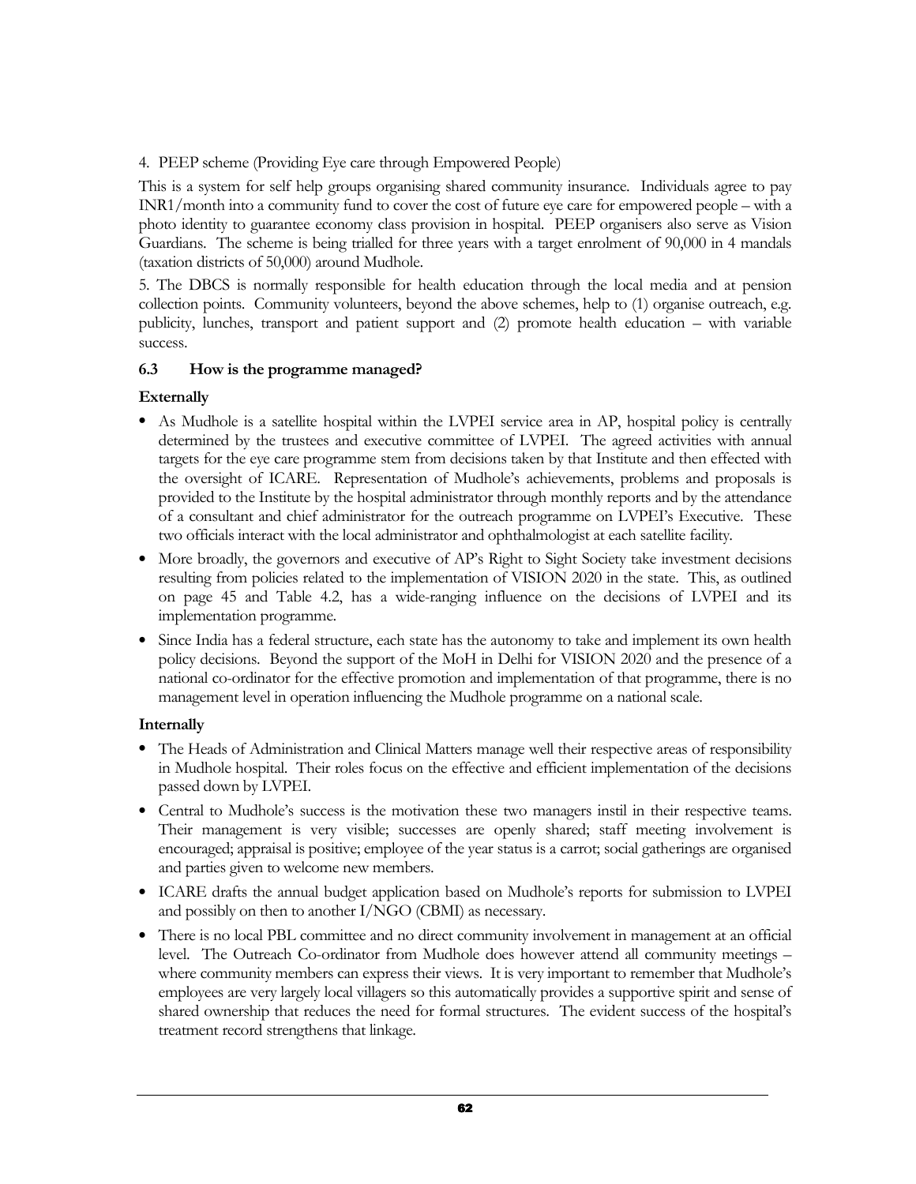4. PEEP scheme (Providing Eye care through Empowered People)

This is a system for self help groups organising shared community insurance. Individuals agree to pay INR1/month into a community fund to cover the cost of future eye care for empowered people – with a photo identity to guarantee economy class provision in hospital. PEEP organisers also serve as Vision Guardians. The scheme is being trialled for three years with a target enrolment of 90,000 in 4 mandals (taxation districts of 50,000) around Mudhole.

5. The DBCS is normally responsible for health education through the local media and at pension collection points. Community volunteers, beyond the above schemes, help to (1) organise outreach, e.g. publicity, lunches, transport and patient support and (2) promote health education – with variable success.

### 6.3 How is the programme managed?

**Externally**

- As Mudhole is a satellite hospital within the LVPEI service area in AP, hospital policy is centrally determined by the trustees and executive committee of LVPEI. The agreed activities with annual targets for the eye care programme stem from decisions taken by that Institute and then effected with the oversight of ICARE. Representation of Mudhole's achievements, problems and proposals is provided to the Institute by the hospital administrator through monthly reports and by the attendance of a consultant and chief administrator for the outreach programme on LVPEI's Executive. These two officials interact with the local administrator and ophthalmologist at each satellite facility.
- More broadly, the governors and executive of AP's Right to Sight Society take investment decisions resulting from policies related to the implementation of VISION 2020 in the state. This, as outlined on page 45 and Table 4.2, has a wide-ranging influence on the decisions of LVPEI and its implementation programme.
- Since India has a federal structure, each state has the autonomy to take and implement its own health policy decisions. Beyond the support of the MoH in Delhi for VISION 2020 and the presence of a national co-ordinator for the effective promotion and implementation of that programme, there is no management level in operation influencing the Mudhole programme on a national scale.

**Internally**

- The Heads of Administration and Clinical Matters manage well their respective areas of responsibility in Mudhole hospital. Their roles focus on the effective and efficient implementation of the decisions passed down by LVPEI.
- Central to Mudhole's success is the motivation these two managers instil in their respective teams. Their management is very visible; successes are openly shared; staff meeting involvement is encouraged; appraisal is positive; employee of the year status is a carrot; social gatherings are organised and parties given to welcome new members.
- ICARE drafts the annual budget application based on Mudhole's reports for submission to LVPEI and possibly on then to another I/NGO (CBMI) as necessary.
- There is no local PBL committee and no direct community involvement in management at an official level. The Outreach Co-ordinator from Mudhole does however attend all community meetings – where community members can express their views. It is very important to remember that Mudhole's employees are very largely local villagers so this automatically provides a supportive spirit and sense of shared ownership that reduces the need for formal structures. The evident success of the hospital's treatment record strengthens that linkage.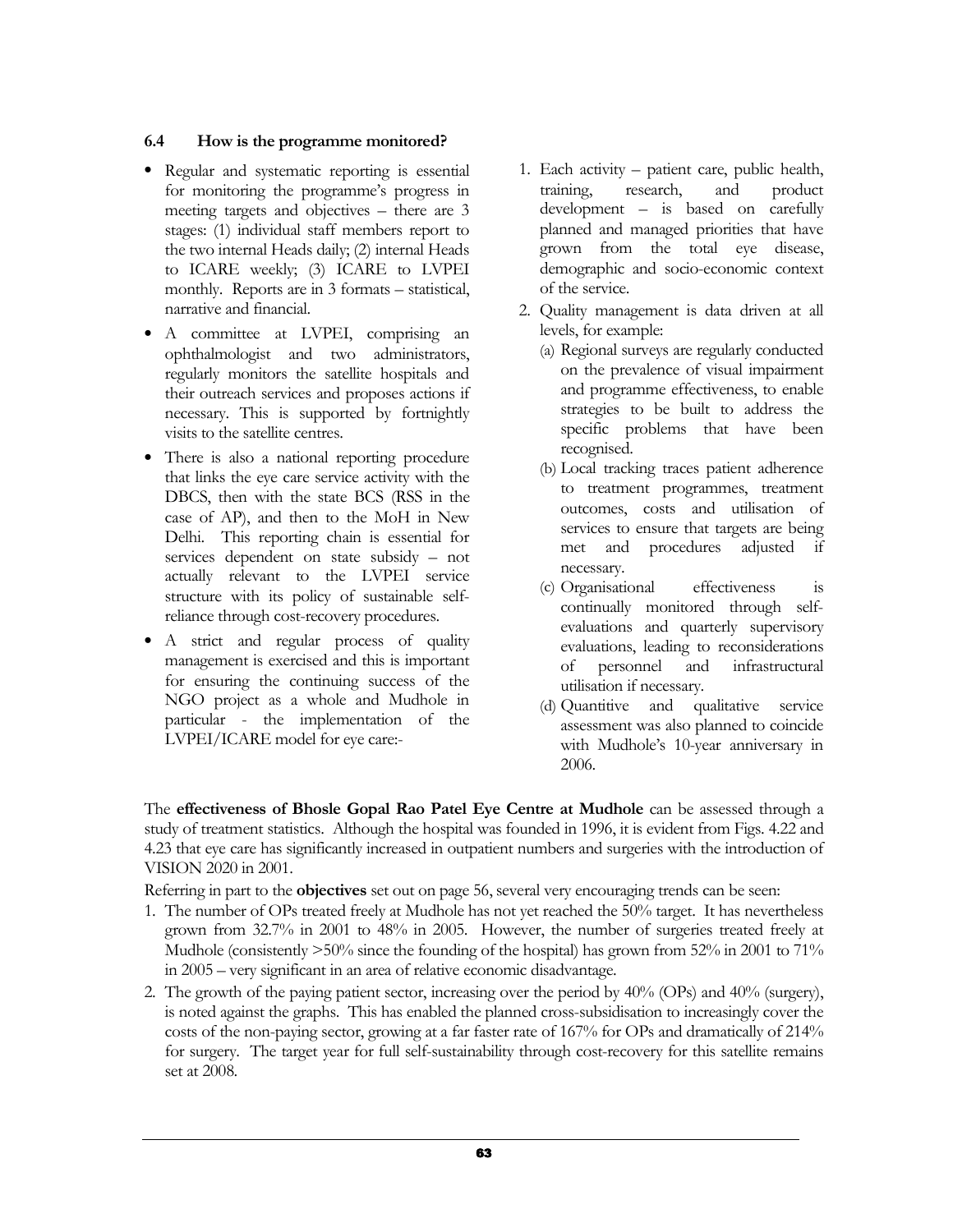### 6.4 How is the programme monitored?

- Regular and systematic reporting is essential for monitoring the programme's progress in meeting targets and objectives – there are 3 stages: (1) individual staff members report to the two internal Heads daily; (2) internal Heads to ICARE weekly; (3) ICARE to LVPEI monthly. Reports are in 3 formats – statistical, narrative and financial.
- A committee at LVPEI, comprising an ophthalmologist and two administrators, regularly monitors the satellite hospitals and their outreach services and proposes actions if necessary. This is supported by fortnightly visits to the satellite centres.
- There is also a national reporting procedure that links the eye care service activity with the DBCS, then with the state BCS (RSS in the case of AP), and then to the MoH in New Delhi. This reporting chain is essential for services dependent on state subsidy – not actually relevant to the LVPEI service structure with its policy of sustainable self-reliance through cost-recovery procedures.
- A strict and regular process of quality management is exercised and this is important for ensuring the continuing success of the NGO project as a whole and Mudhole in particular - the implementation of the LVPEI/ICARE model for eye care:-

1. Each activity – patient care, public health, training, research, and product development – is based on carefully planned and managed priorities that have grown from the total eye disease, demographic and socio-economic context of the service.
2. Quality management is data driven at all levels, for example:
   (a) Regional surveys are regularly conducted on the prevalence of visual impairment and programme effectiveness, to enable strategies to be built to address the specific problems that have been recognised.
   (b) Local tracking traces patient adherence to treatment programmes, treatment outcomes, costs and utilisation of services to ensure that targets are being met and procedures adjusted if necessary.
   (c) Organisational effectiveness is continually monitored through self-evaluations and quarterly supervisory evaluations, leading to reconsiderations of personnel and infrastructural utilisation if necessary.
   (d) Quantitive and qualitative service assessment was also planned to coincide with Mudhole's 10-year anniversary in 2006.

The **effectiveness of Bhosle Gopal Rao Patel Eye Centre at Mudhole** can be assessed through a study of treatment statistics. Although the hospital was founded in 1996, it is evident from Figs. 4.22 and 4.23 that eye care has significantly increased in outpatient numbers and surgeries with the introduction of VISION 2020 in 2001.

Referring in part to the **objectives** set out on page 56, several very encouraging trends can be seen:

1. The number of OPs treated freely at Mudhole has not yet reached the 50% target. It has nevertheless grown from 32.7% in 2001 to 48% in 2005. However, the number of surgeries treated freely at Mudhole (consistently >50% since the founding of the hospital) has grown from 52% in 2001 to 71% in 2005 – very significant in an area of relative economic disadvantage.
2. The growth of the paying patient sector, increasing over the period by 40% (OPs) and 40% (surgery), is noted against the graphs. This has enabled the planned cross-subsidisation to increasingly cover the costs of the non-paying sector, growing at a far faster rate of 167% for OPs and dramatically of 214% for surgery. The target year for full self-sustainability through cost-recovery for this satellite remains set at 2008.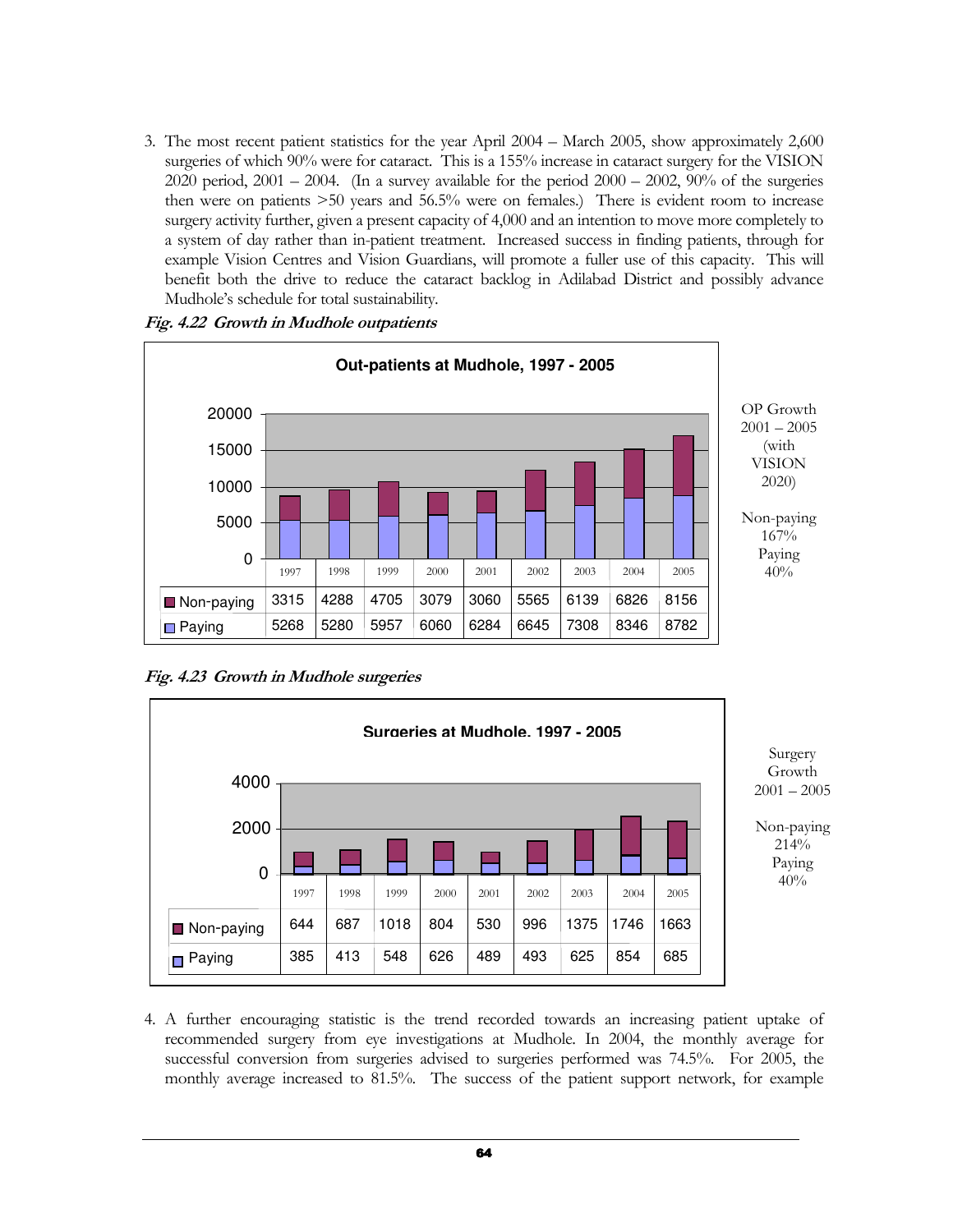3. The most recent patient statistics for the year April 2004 – March 2005, show approximately 2,600 surgeries of which 90% were for cataract. This is a 155% increase in cataract surgery for the VISION 2020 period, 2001 – 2004. (In a survey available for the period 2000 – 2002, 90% of the surgeries then were on patients >50 years and 56.5% were on females.) There is evident room to increase surgery activity further, given a present capacity of 4,000 and an intention to move more completely to a system of day rather than in-patient treatment. Increased success in finding patients, through for example Vision Centres and Vision Guardians, will promote a fuller use of this capacity. This will benefit both the drive to reduce the cataract backlog in Adilabad District and possibly advance Mudhole's schedule for total sustainability.

***Fig. 4.22 Growth in Mudhole outpatients***

**Out-patients at Mudhole, 1997 - 2005**

| | 1997 | 1998 | 1999 | 2000 | 2001 | 2002 | 2003 | 2004 | 2005 |
|---|---|---|---|---|---|---|---|---|---|
| Non-paying | 3315 | 4288 | 4705 | 3079 | 3060 | 5565 | 6139 | 6826 | 8156 |
| Paying | 5268 | 5280 | 5957 | 6060 | 6284 | 6645 | 7308 | 8346 | 8782 |

OP Growth 2001 – 2005 (with VISION 2020)

Non-paying 167%
Paying 40%

***Fig. 4.23 Growth in Mudhole surgeries***

**Surgeries at Mudhole, 1997 - 2005**

| | 1997 | 1998 | 1999 | 2000 | 2001 | 2002 | 2003 | 2004 | 2005 |
|---|---|---|---|---|---|---|---|---|---|
| Non-paying | 644 | 687 | 1018 | 804 | 530 | 996 | 1375 | 1746 | 1663 |
| Paying | 385 | 413 | 548 | 626 | 489 | 493 | 625 | 854 | 685 |

Surgery Growth 2001 – 2005

Non-paying 214%
Paying 40%

4. A further encouraging statistic is the trend recorded towards an increasing patient uptake of recommended surgery from eye investigations at Mudhole. In 2004, the monthly average for successful conversion from surgeries advised to surgeries performed was 74.5%. For 2005, the monthly average increased to 81.5%. The success of the patient support network, for example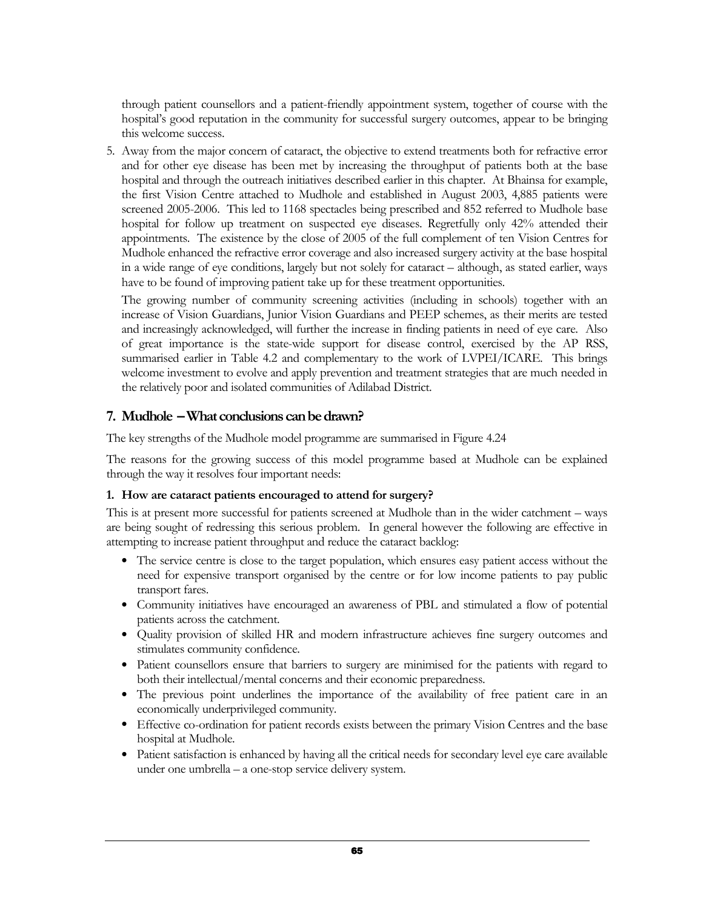through patient counsellors and a patient-friendly appointment system, together of course with the hospital's good reputation in the community for successful surgery outcomes, appear to be bringing this welcome success.

5. Away from the major concern of cataract, the objective to extend treatments both for refractive error and for other eye disease has been met by increasing the throughput of patients both at the base hospital and through the outreach initiatives described earlier in this chapter. At Bhainsa for example, the first Vision Centre attached to Mudhole and established in August 2003, 4,885 patients were screened 2005-2006. This led to 1168 spectacles being prescribed and 852 referred to Mudhole base hospital for follow up treatment on suspected eye diseases. Regretfully only 42% attended their appointments. The existence by the close of 2005 of the full complement of ten Vision Centres for Mudhole enhanced the refractive error coverage and also increased surgery activity at the base hospital in a wide range of eye conditions, largely but not solely for cataract – although, as stated earlier, ways have to be found of improving patient take up for these treatment opportunities.

   The growing number of community screening activities (including in schools) together with an increase of Vision Guardians, Junior Vision Guardians and PEEP schemes, as their merits are tested and increasingly acknowledged, will further the increase in finding patients in need of eye care. Also of great importance is the state-wide support for disease control, exercised by the AP RSS, summarised earlier in Table 4.2 and complementary to the work of LVPEI/ICARE. This brings welcome investment to evolve and apply prevention and treatment strategies that are much needed in the relatively poor and isolated communities of Adilabad District.

## 7. Mudhole – What conclusions can be drawn?

The key strengths of the Mudhole model programme are summarised in Figure 4.24

The reasons for the growing success of this model programme based at Mudhole can be explained through the way it resolves four important needs:

### 1. How are cataract patients encouraged to attend for surgery?

This is at present more successful for patients screened at Mudhole than in the wider catchment – ways are being sought of redressing this serious problem. In general however the following are effective in attempting to increase patient throughput and reduce the cataract backlog:

- The service centre is close to the target population, which ensures easy patient access without the need for expensive transport organised by the centre or for low income patients to pay public transport fares.
- Community initiatives have encouraged an awareness of PBL and stimulated a flow of potential patients across the catchment.
- Quality provision of skilled HR and modern infrastructure achieves fine surgery outcomes and stimulates community confidence.
- Patient counsellors ensure that barriers to surgery are minimised for the patients with regard to both their intellectual/mental concerns and their economic preparedness.
- The previous point underlines the importance of the availability of free patient care in an economically underprivileged community.
- Effective co-ordination for patient records exists between the primary Vision Centres and the base hospital at Mudhole.
- Patient satisfaction is enhanced by having all the critical needs for secondary level eye care available under one umbrella – a one-stop service delivery system.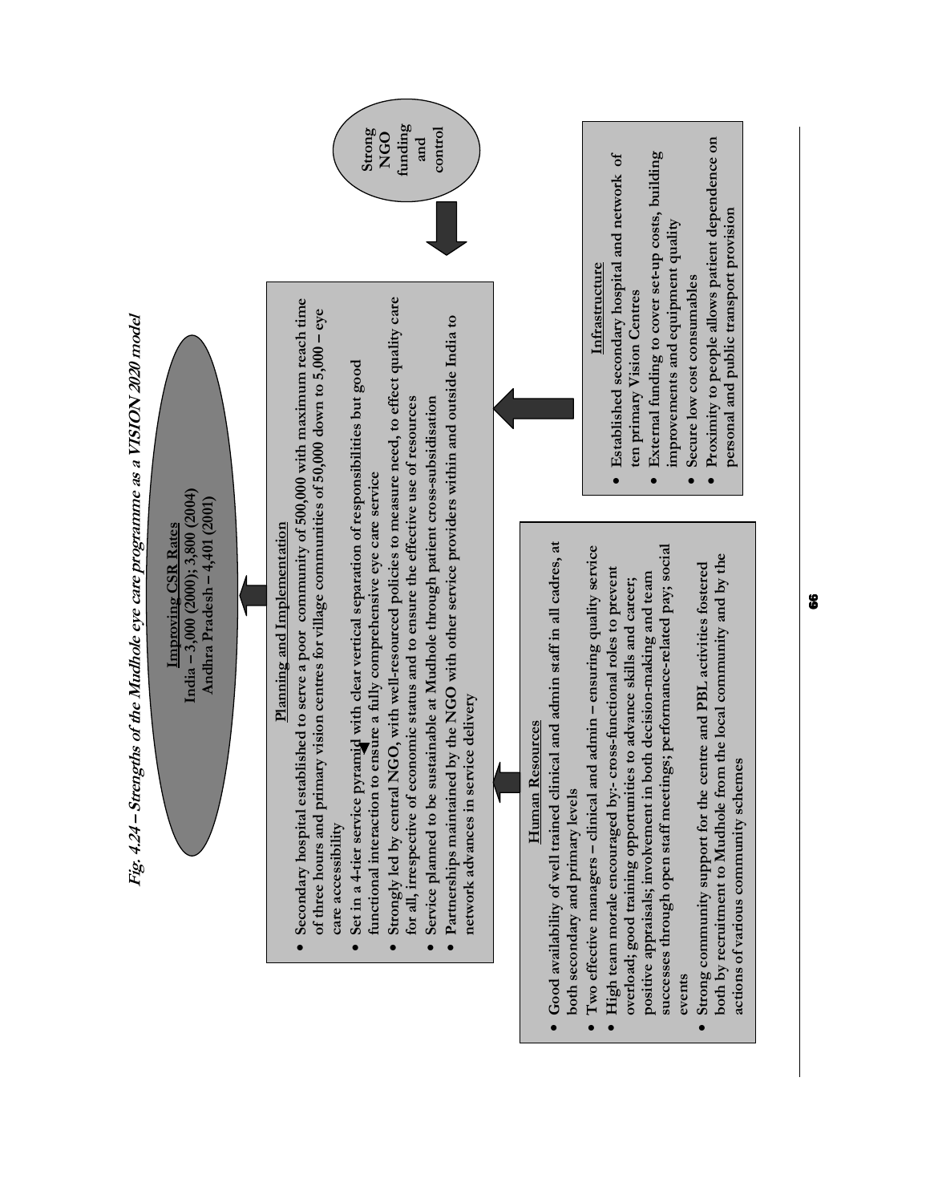*Fig. 4.24 – Strengths of the Mudhole eye care programme as a VISION 2020 model*

**Improving CSR Rates**
**India – 3,000 (2000); 3,800 (2004)**
**Andhra Pradesh – 4,401 (2001)**

**Planning and Implementation**

- Secondary hospital established to serve a poor community of 500,000 with maximum reach time of three hours and primary vision centres for village communities of 50,000 down to 5,000 – eye care accessibility
- Set in a 4-tier service pyramid with clear vertical separation of responsibilities but good functional interaction to ensure a fully comprehensive eye care service
- Strongly led by central NGO, with well-resourced policies to measure need, to effect quality care for all, irrespective of economic status and to ensure the effective use of resources
- Service planned to be sustainable at Mudhole through patient cross-subsidisation
- Partnerships maintained by the NGO with other service providers within and outside India to network advances in service delivery

**Strong NGO funding and control**

**Human Resources**

- Good availability of well trained clinical and admin staff in all cadres, at both secondary and primary levels
- Two effective managers – clinical and admin – ensuring quality service
- High team morale encouraged by:- cross-functional roles to prevent overload; good training opportunities to advance skills and career; positive appraisals; involvement in both decision-making and team successes through open staff meetings; performance-related pay; social events
- Strong community support for the centre and PBL activities fostered both by recruitment to Mudhole from the local community and by the actions of various community schemes

**Infrastructure**

- Established secondary hospital and network of ten primary Vision Centres
- External funding to cover set-up costs, building improvements and equipment quality
- Secure low cost consumables
- Proximity to people allows patient dependence on personal and public transport provision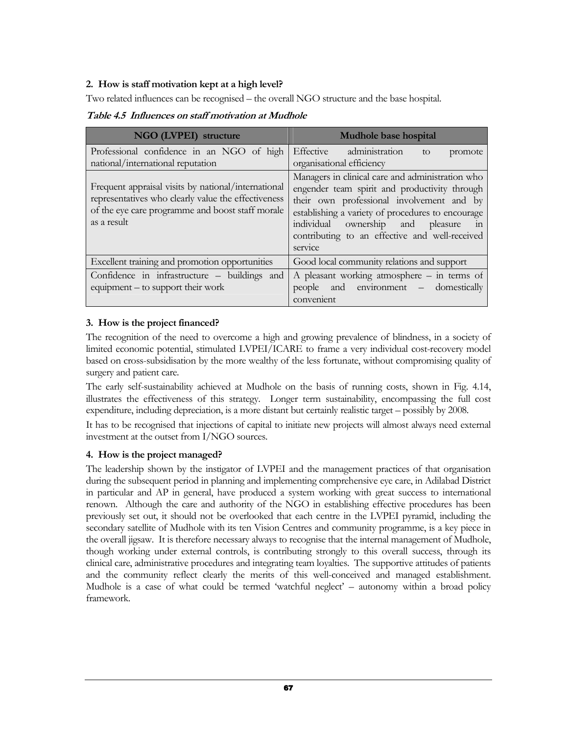**2. How is staff motivation kept at a high level?**

Two related influences can be recognised – the overall NGO structure and the base hospital.

***Table 4.5 Influences on staff motivation at Mudhole***

| NGO (LVPEI) structure | Mudhole base hospital |
|---|---|
| Professional confidence in an NGO of high national/international reputation | Effective administration to promote organisational efficiency |
| Frequent appraisal visits by national/international representatives who clearly value the effectiveness of the eye care programme and boost staff morale as a result | Managers in clinical care and administration who engender team spirit and productivity through their own professional involvement and by establishing a variety of procedures to encourage individual ownership and pleasure in contributing to an effective and well-received service |
| Excellent training and promotion opportunities | Good local community relations and support |
| Confidence in infrastructure – buildings and equipment – to support their work | A pleasant working atmosphere – in terms of people and environment – domestically convenient |

**3. How is the project financed?**

The recognition of the need to overcome a high and growing prevalence of blindness, in a society of limited economic potential, stimulated LVPEI/ICARE to frame a very individual cost-recovery model based on cross-subsidisation by the more wealthy of the less fortunate, without compromising quality of surgery and patient care.

The early self-sustainability achieved at Mudhole on the basis of running costs, shown in Fig. 4.14, illustrates the effectiveness of this strategy. Longer term sustainability, encompassing the full cost expenditure, including depreciation, is a more distant but certainly realistic target – possibly by 2008.

It has to be recognised that injections of capital to initiate new projects will almost always need external investment at the outset from I/NGO sources.

**4. How is the project managed?**

The leadership shown by the instigator of LVPEI and the management practices of that organisation during the subsequent period in planning and implementing comprehensive eye care, in Adilabad District in particular and AP in general, have produced a system working with great success to international renown. Although the care and authority of the NGO in establishing effective procedures has been previously set out, it should not be overlooked that each centre in the LVPEI pyramid, including the secondary satellite of Mudhole with its ten Vision Centres and community programme, is a key piece in the overall jigsaw. It is therefore necessary always to recognise that the internal management of Mudhole, though working under external controls, is contributing strongly to this overall success, through its clinical care, administrative procedures and integrating team loyalties. The supportive attitudes of patients and the community reflect clearly the merits of this well-conceived and managed establishment. Mudhole is a case of what could be termed 'watchful neglect' – autonomy within a broad policy framework.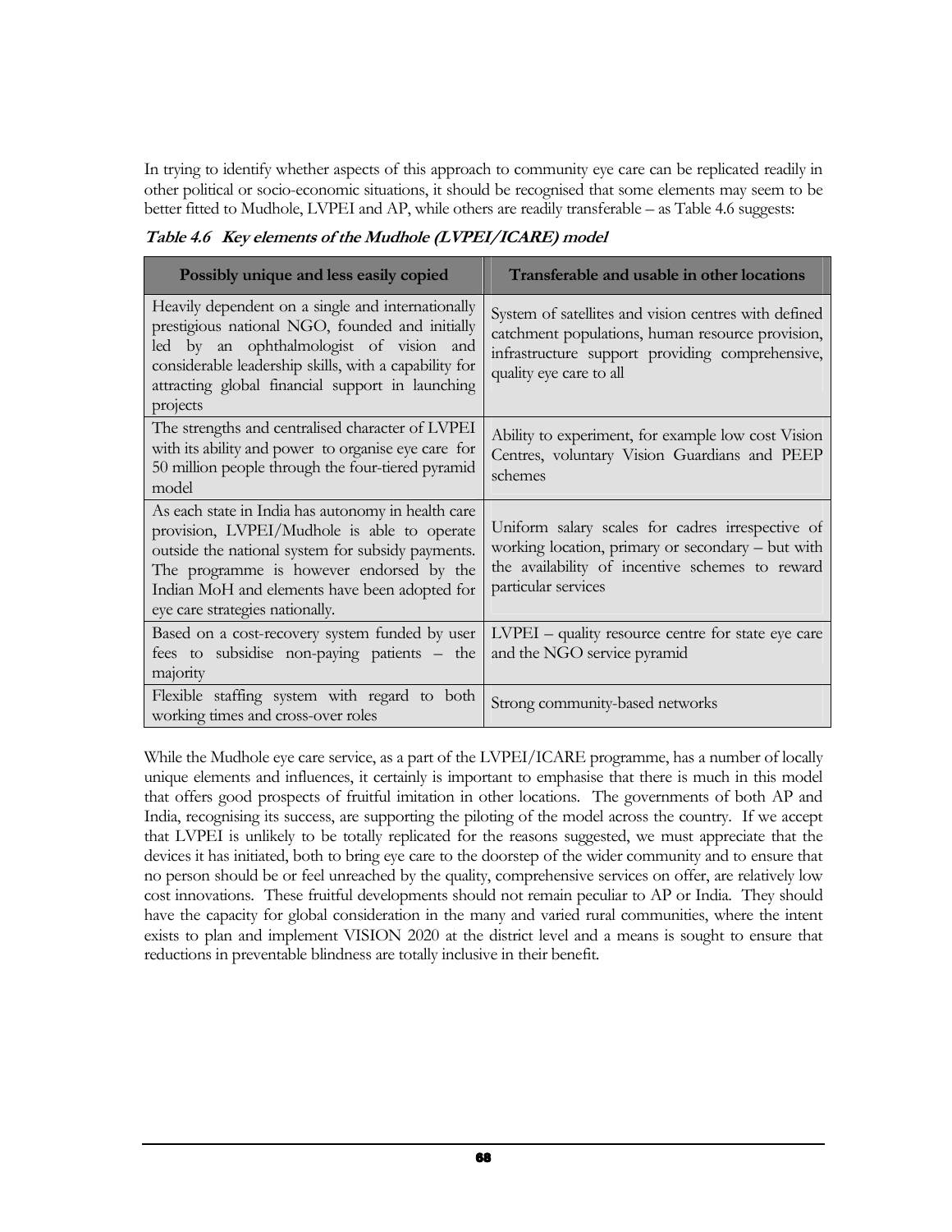In trying to identify whether aspects of this approach to community eye care can be replicated readily in other political or socio-economic situations, it should be recognised that some elements may seem to be better fitted to Mudhole, LVPEI and AP, while others are readily transferable – as Table 4.6 suggests:

***Table 4.6 Key elements of the Mudhole (LVPEI/ICARE) model***

| Possibly unique and less easily copied | Transferable and usable in other locations |
|---|---|
| Heavily dependent on a single and internationally prestigious national NGO, founded and initially led by an ophthalmologist of vision and considerable leadership skills, with a capability for attracting global financial support in launching projects | System of satellites and vision centres with defined catchment populations, human resource provision, infrastructure support providing comprehensive, quality eye care to all |
| The strengths and centralised character of LVPEI with its ability and power to organise eye care for 50 million people through the four-tiered pyramid model | Ability to experiment, for example low cost Vision Centres, voluntary Vision Guardians and PEEP schemes |
| As each state in India has autonomy in health care provision, LVPEI/Mudhole is able to operate outside the national system for subsidy payments. The programme is however endorsed by the Indian MoH and elements have been adopted for eye care strategies nationally. | Uniform salary scales for cadres irrespective of working location, primary or secondary – but with the availability of incentive schemes to reward particular services |
| Based on a cost-recovery system funded by user fees to subsidise non-paying patients – the majority | LVPEI – quality resource centre for state eye care and the NGO service pyramid |
| Flexible staffing system with regard to both working times and cross-over roles | Strong community-based networks |

While the Mudhole eye care service, as a part of the LVPEI/ICARE programme, has a number of locally unique elements and influences, it certainly is important to emphasise that there is much in this model that offers good prospects of fruitful imitation in other locations. The governments of both AP and India, recognising its success, are supporting the piloting of the model across the country. If we accept that LVPEI is unlikely to be totally replicated for the reasons suggested, we must appreciate that the devices it has initiated, both to bring eye care to the doorstep of the wider community and to ensure that no person should be or feel unreached by the quality, comprehensive services on offer, are relatively low cost innovations. These fruitful developments should not remain peculiar to AP or India. They should have the capacity for global consideration in the many and varied rural communities, where the intent exists to plan and implement VISION 2020 at the district level and a means is sought to ensure that reductions in preventable blindness are totally inclusive in their benefit.